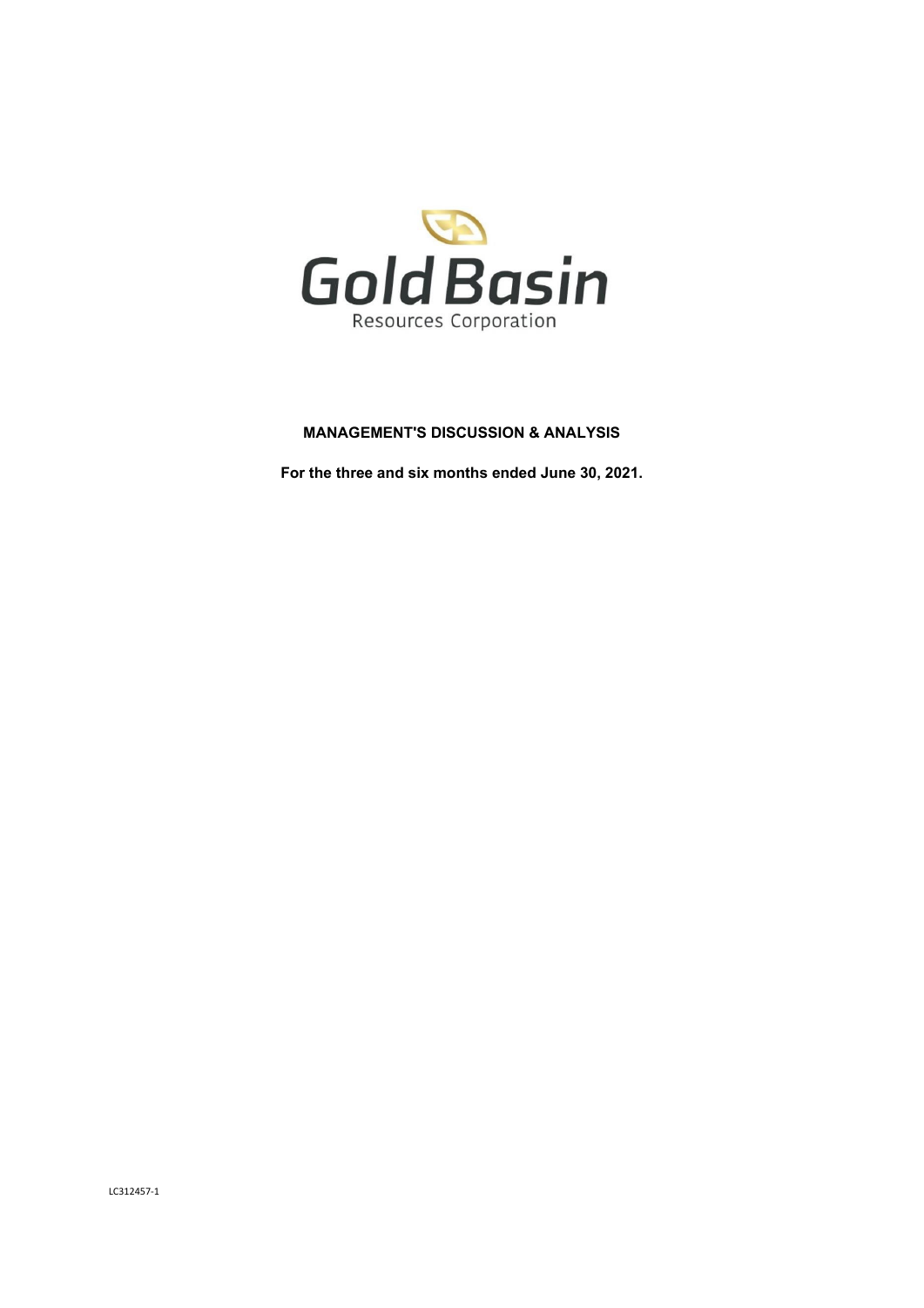Gold Basin

Resources Corporation

**MANAGEMENT'S DISCUSSION & ANALYSIS**

**For the three and six months ended June 30, 2021.**

LC312457-1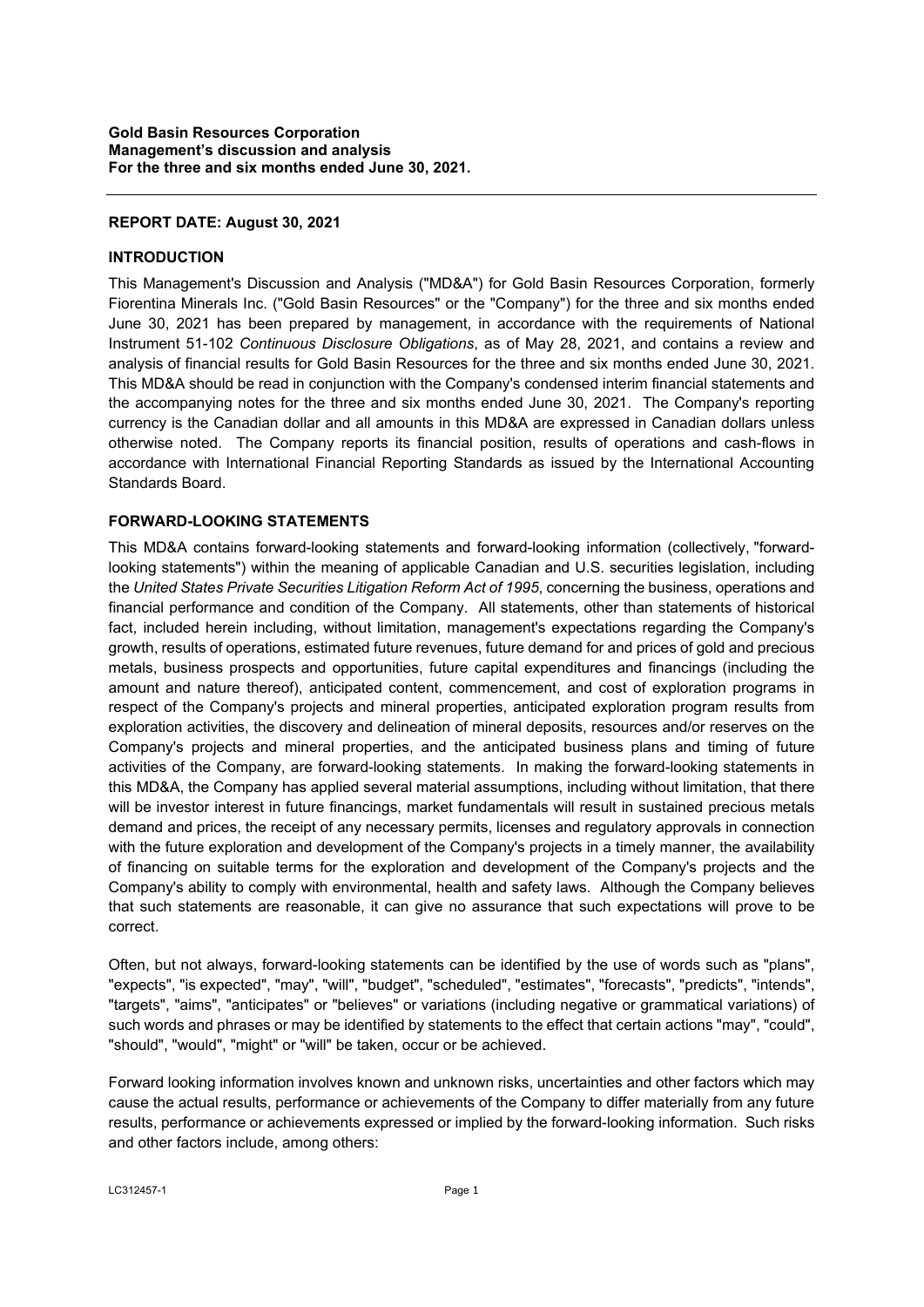**Gold Basin Resources Corporation**
**Management's discussion and analysis**
**For the three and six months ended June 30, 2021.**

**REPORT DATE: August 30, 2021**

**INTRODUCTION**

This Management's Discussion and Analysis ("MD&A") for Gold Basin Resources Corporation, formerly Fiorentina Minerals Inc. ("Gold Basin Resources" or the "Company") for the three and six months ended June 30, 2021 has been prepared by management, in accordance with the requirements of National Instrument 51-102 *Continuous Disclosure Obligations*, as of May 28, 2021, and contains a review and analysis of financial results for Gold Basin Resources for the three and six months ended June 30, 2021. This MD&A should be read in conjunction with the Company's condensed interim financial statements and the accompanying notes for the three and six months ended June 30, 2021. The Company's reporting currency is the Canadian dollar and all amounts in this MD&A are expressed in Canadian dollars unless otherwise noted. The Company reports its financial position, results of operations and cash-flows in accordance with International Financial Reporting Standards as issued by the International Accounting Standards Board.

**FORWARD-LOOKING STATEMENTS**

This MD&A contains forward-looking statements and forward-looking information (collectively, "forward-looking statements") within the meaning of applicable Canadian and U.S. securities legislation, including the *United States Private Securities Litigation Reform Act of 1995*, concerning the business, operations and financial performance and condition of the Company. All statements, other than statements of historical fact, included herein including, without limitation, management's expectations regarding the Company's growth, results of operations, estimated future revenues, future demand for and prices of gold and precious metals, business prospects and opportunities, future capital expenditures and financings (including the amount and nature thereof), anticipated content, commencement, and cost of exploration programs in respect of the Company's projects and mineral properties, anticipated exploration program results from exploration activities, the discovery and delineation of mineral deposits, resources and/or reserves on the Company's projects and mineral properties, and the anticipated business plans and timing of future activities of the Company, are forward-looking statements. In making the forward-looking statements in this MD&A, the Company has applied several material assumptions, including without limitation, that there will be investor interest in future financings, market fundamentals will result in sustained precious metals demand and prices, the receipt of any necessary permits, licenses and regulatory approvals in connection with the future exploration and development of the Company's projects in a timely manner, the availability of financing on suitable terms for the exploration and development of the Company's projects and the Company's ability to comply with environmental, health and safety laws. Although the Company believes that such statements are reasonable, it can give no assurance that such expectations will prove to be correct.

Often, but not always, forward-looking statements can be identified by the use of words such as "plans", "expects", "is expected", "may", "will", "budget", "scheduled", "estimates", "forecasts", "predicts", "intends", "targets", "aims", "anticipates" or "believes" or variations (including negative or grammatical variations) of such words and phrases or may be identified by statements to the effect that certain actions "may", "could", "should", "would", "might" or "will" be taken, occur or be achieved.

Forward looking information involves known and unknown risks, uncertainties and other factors which may cause the actual results, performance or achievements of the Company to differ materially from any future results, performance or achievements expressed or implied by the forward-looking information. Such risks and other factors include, among others: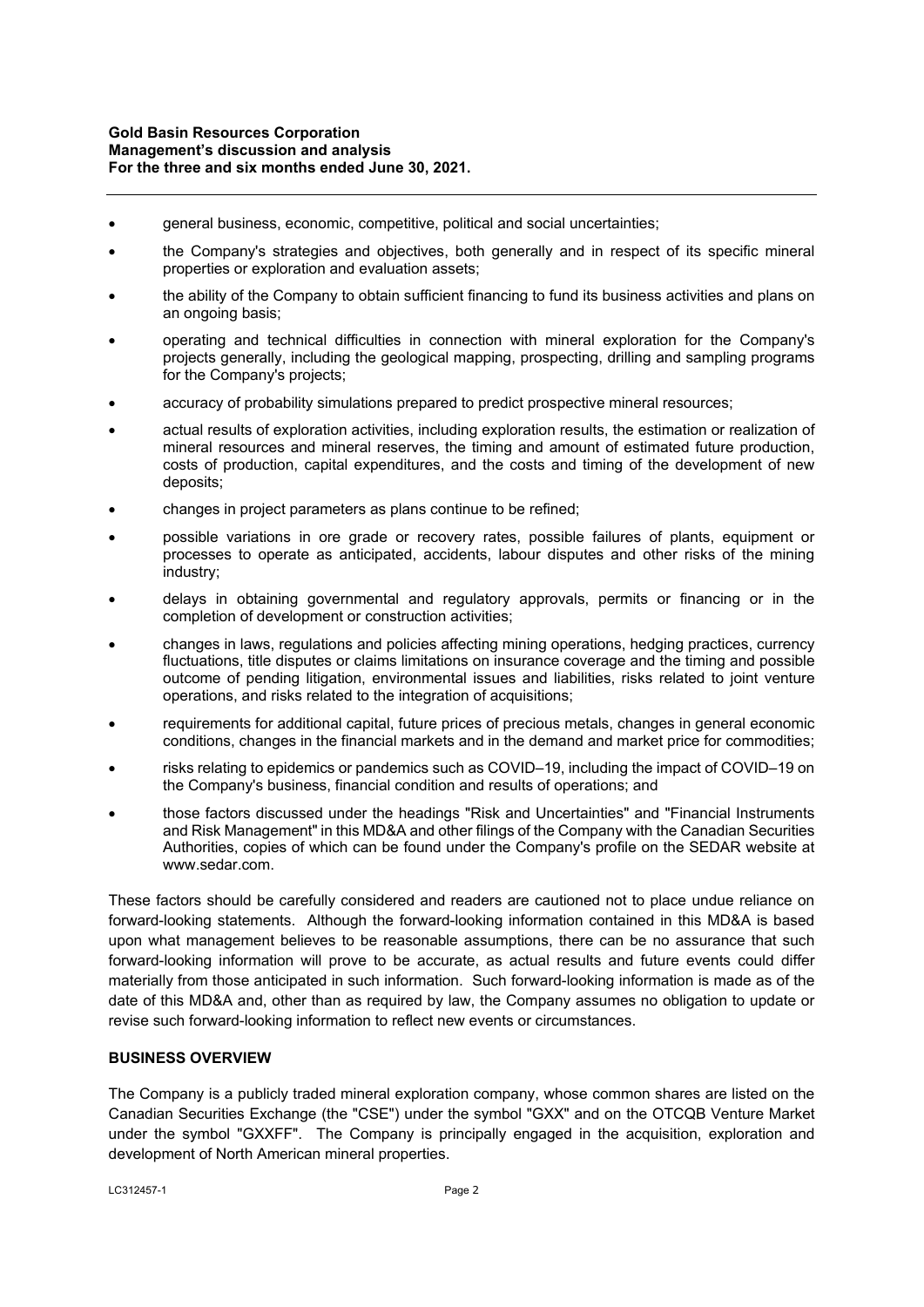- general business, economic, competitive, political and social uncertainties;
- the Company's strategies and objectives, both generally and in respect of its specific mineral properties or exploration and evaluation assets;
- the ability of the Company to obtain sufficient financing to fund its business activities and plans on an ongoing basis;
- operating and technical difficulties in connection with mineral exploration for the Company's projects generally, including the geological mapping, prospecting, drilling and sampling programs for the Company's projects;
- accuracy of probability simulations prepared to predict prospective mineral resources;
- actual results of exploration activities, including exploration results, the estimation or realization of mineral resources and mineral reserves, the timing and amount of estimated future production, costs of production, capital expenditures, and the costs and timing of the development of new deposits;
- changes in project parameters as plans continue to be refined;
- possible variations in ore grade or recovery rates, possible failures of plants, equipment or processes to operate as anticipated, accidents, labour disputes and other risks of the mining industry;
- delays in obtaining governmental and regulatory approvals, permits or financing or in the completion of development or construction activities;
- changes in laws, regulations and policies affecting mining operations, hedging practices, currency fluctuations, title disputes or claims limitations on insurance coverage and the timing and possible outcome of pending litigation, environmental issues and liabilities, risks related to joint venture operations, and risks related to the integration of acquisitions;
- requirements for additional capital, future prices of precious metals, changes in general economic conditions, changes in the financial markets and in the demand and market price for commodities;
- risks relating to epidemics or pandemics such as COVID–19, including the impact of COVID–19 on the Company's business, financial condition and results of operations; and
- those factors discussed under the headings "Risk and Uncertainties" and "Financial Instruments and Risk Management" in this MD&A and other filings of the Company with the Canadian Securities Authorities, copies of which can be found under the Company's profile on the SEDAR website at www.sedar.com.

These factors should be carefully considered and readers are cautioned not to place undue reliance on forward-looking statements. Although the forward-looking information contained in this MD&A is based upon what management believes to be reasonable assumptions, there can be no assurance that such forward-looking information will prove to be accurate, as actual results and future events could differ materially from those anticipated in such information. Such forward-looking information is made as of the date of this MD&A and, other than as required by law, the Company assumes no obligation to update or revise such forward-looking information to reflect new events or circumstances.

## BUSINESS OVERVIEW

The Company is a publicly traded mineral exploration company, whose common shares are listed on the Canadian Securities Exchange (the "CSE") under the symbol "GXX" and on the OTCQB Venture Market under the symbol "GXXFF". The Company is principally engaged in the acquisition, exploration and development of North American mineral properties.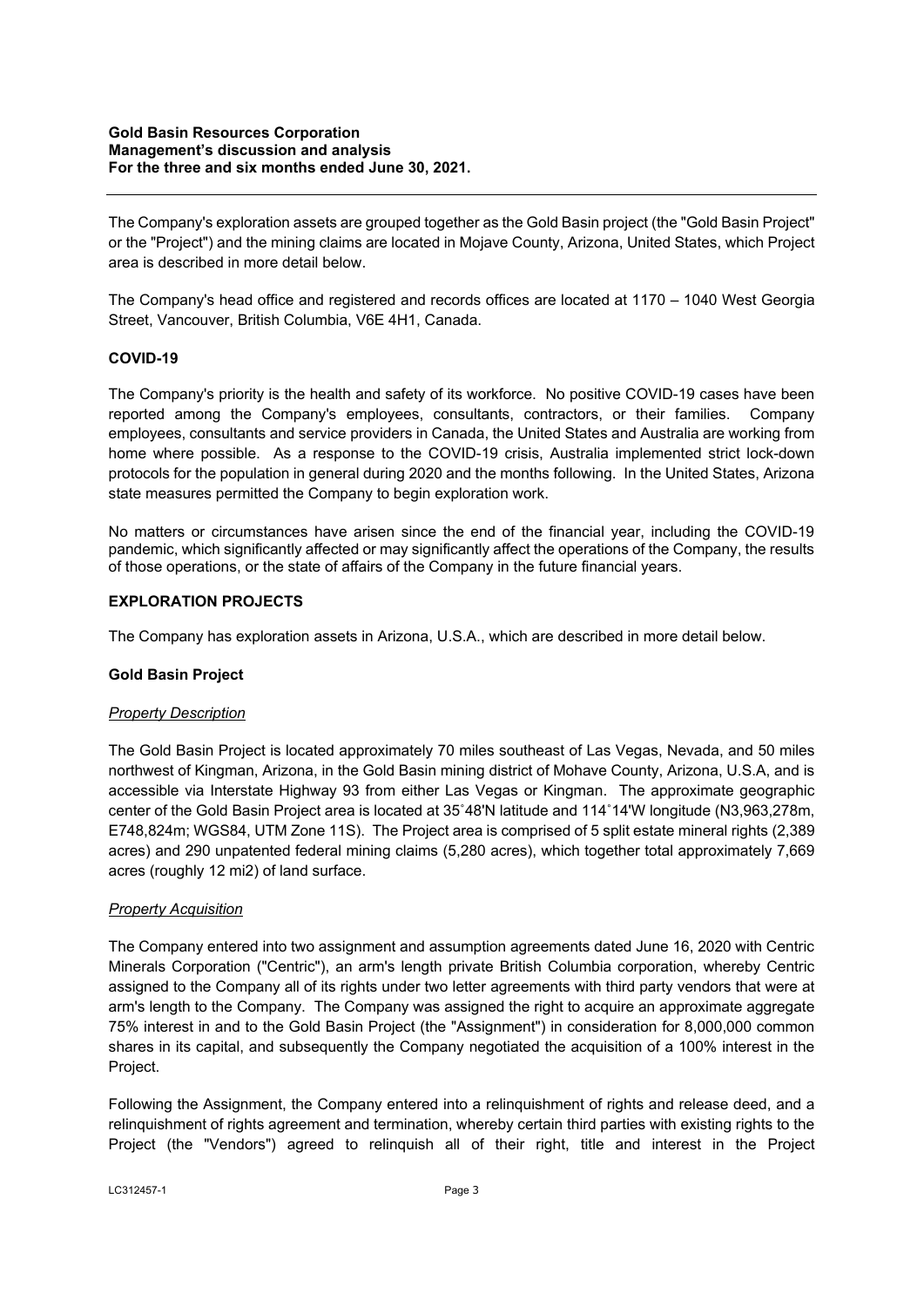The Company's exploration assets are grouped together as the Gold Basin project (the "Gold Basin Project" or the "Project") and the mining claims are located in Mojave County, Arizona, United States, which Project area is described in more detail below.

The Company's head office and registered and records offices are located at 1170 – 1040 West Georgia Street, Vancouver, British Columbia, V6E 4H1, Canada.

## COVID-19

The Company's priority is the health and safety of its workforce. No positive COVID-19 cases have been reported among the Company's employees, consultants, contractors, or their families. Company employees, consultants and service providers in Canada, the United States and Australia are working from home where possible. As a response to the COVID-19 crisis, Australia implemented strict lock-down protocols for the population in general during 2020 and the months following. In the United States, Arizona state measures permitted the Company to begin exploration work.

No matters or circumstances have arisen since the end of the financial year, including the COVID-19 pandemic, which significantly affected or may significantly affect the operations of the Company, the results of those operations, or the state of affairs of the Company in the future financial years.

## EXPLORATION PROJECTS

The Company has exploration assets in Arizona, U.S.A., which are described in more detail below.

### Gold Basin Project

*Property Description*

The Gold Basin Project is located approximately 70 miles southeast of Las Vegas, Nevada, and 50 miles northwest of Kingman, Arizona, in the Gold Basin mining district of Mohave County, Arizona, U.S.A, and is accessible via Interstate Highway 93 from either Las Vegas or Kingman. The approximate geographic center of the Gold Basin Project area is located at 35˚48'N latitude and 114˚14'W longitude (N3,963,278m, E748,824m; WGS84, UTM Zone 11S). The Project area is comprised of 5 split estate mineral rights (2,389 acres) and 290 unpatented federal mining claims (5,280 acres), which together total approximately 7,669 acres (roughly 12 mi2) of land surface.

*Property Acquisition*

The Company entered into two assignment and assumption agreements dated June 16, 2020 with Centric Minerals Corporation ("Centric"), an arm's length private British Columbia corporation, whereby Centric assigned to the Company all of its rights under two letter agreements with third party vendors that were at arm's length to the Company. The Company was assigned the right to acquire an approximate aggregate 75% interest in and to the Gold Basin Project (the "Assignment") in consideration for 8,000,000 common shares in its capital, and subsequently the Company negotiated the acquisition of a 100% interest in the Project.

Following the Assignment, the Company entered into a relinquishment of rights and release deed, and a relinquishment of rights agreement and termination, whereby certain third parties with existing rights to the Project (the "Vendors") agreed to relinquish all of their right, title and interest in the Project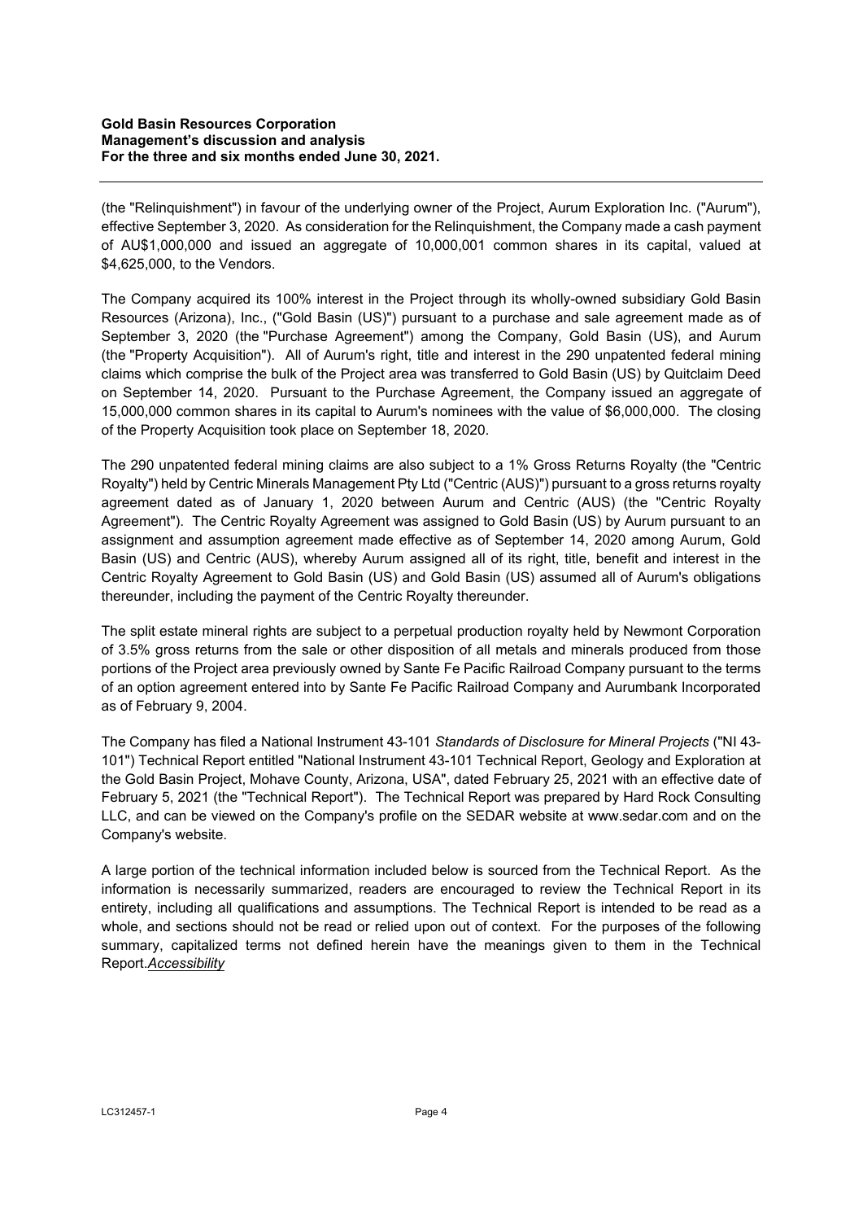(the "Relinquishment") in favour of the underlying owner of the Project, Aurum Exploration Inc. ("Aurum"), effective September 3, 2020. As consideration for the Relinquishment, the Company made a cash payment of AU$1,000,000 and issued an aggregate of 10,000,001 common shares in its capital, valued at $4,625,000, to the Vendors.

The Company acquired its 100% interest in the Project through its wholly-owned subsidiary Gold Basin Resources (Arizona), Inc., ("Gold Basin (US)") pursuant to a purchase and sale agreement made as of September 3, 2020 (the "Purchase Agreement") among the Company, Gold Basin (US), and Aurum (the "Property Acquisition"). All of Aurum's right, title and interest in the 290 unpatented federal mining claims which comprise the bulk of the Project area was transferred to Gold Basin (US) by Quitclaim Deed on September 14, 2020. Pursuant to the Purchase Agreement, the Company issued an aggregate of 15,000,000 common shares in its capital to Aurum's nominees with the value of $6,000,000. The closing of the Property Acquisition took place on September 18, 2020.

The 290 unpatented federal mining claims are also subject to a 1% Gross Returns Royalty (the "Centric Royalty") held by Centric Minerals Management Pty Ltd ("Centric (AUS)") pursuant to a gross returns royalty agreement dated as of January 1, 2020 between Aurum and Centric (AUS) (the "Centric Royalty Agreement"). The Centric Royalty Agreement was assigned to Gold Basin (US) by Aurum pursuant to an assignment and assumption agreement made effective as of September 14, 2020 among Aurum, Gold Basin (US) and Centric (AUS), whereby Aurum assigned all of its right, title, benefit and interest in the Centric Royalty Agreement to Gold Basin (US) and Gold Basin (US) assumed all of Aurum's obligations thereunder, including the payment of the Centric Royalty thereunder.

The split estate mineral rights are subject to a perpetual production royalty held by Newmont Corporation of 3.5% gross returns from the sale or other disposition of all metals and minerals produced from those portions of the Project area previously owned by Sante Fe Pacific Railroad Company pursuant to the terms of an option agreement entered into by Sante Fe Pacific Railroad Company and Aurumbank Incorporated as of February 9, 2004.

The Company has filed a National Instrument 43-101 *Standards of Disclosure for Mineral Projects* ("NI 43-101") Technical Report entitled "National Instrument 43-101 Technical Report, Geology and Exploration at the Gold Basin Project, Mohave County, Arizona, USA", dated February 25, 2021 with an effective date of February 5, 2021 (the "Technical Report"). The Technical Report was prepared by Hard Rock Consulting LLC, and can be viewed on the Company's profile on the SEDAR website at www.sedar.com and on the Company's website.

A large portion of the technical information included below is sourced from the Technical Report. As the information is necessarily summarized, readers are encouraged to review the Technical Report in its entirety, including all qualifications and assumptions. The Technical Report is intended to be read as a whole, and sections should not be read or relied upon out of context. For the purposes of the following summary, capitalized terms not defined herein have the meanings given to them in the Technical Report.

***Accessibility***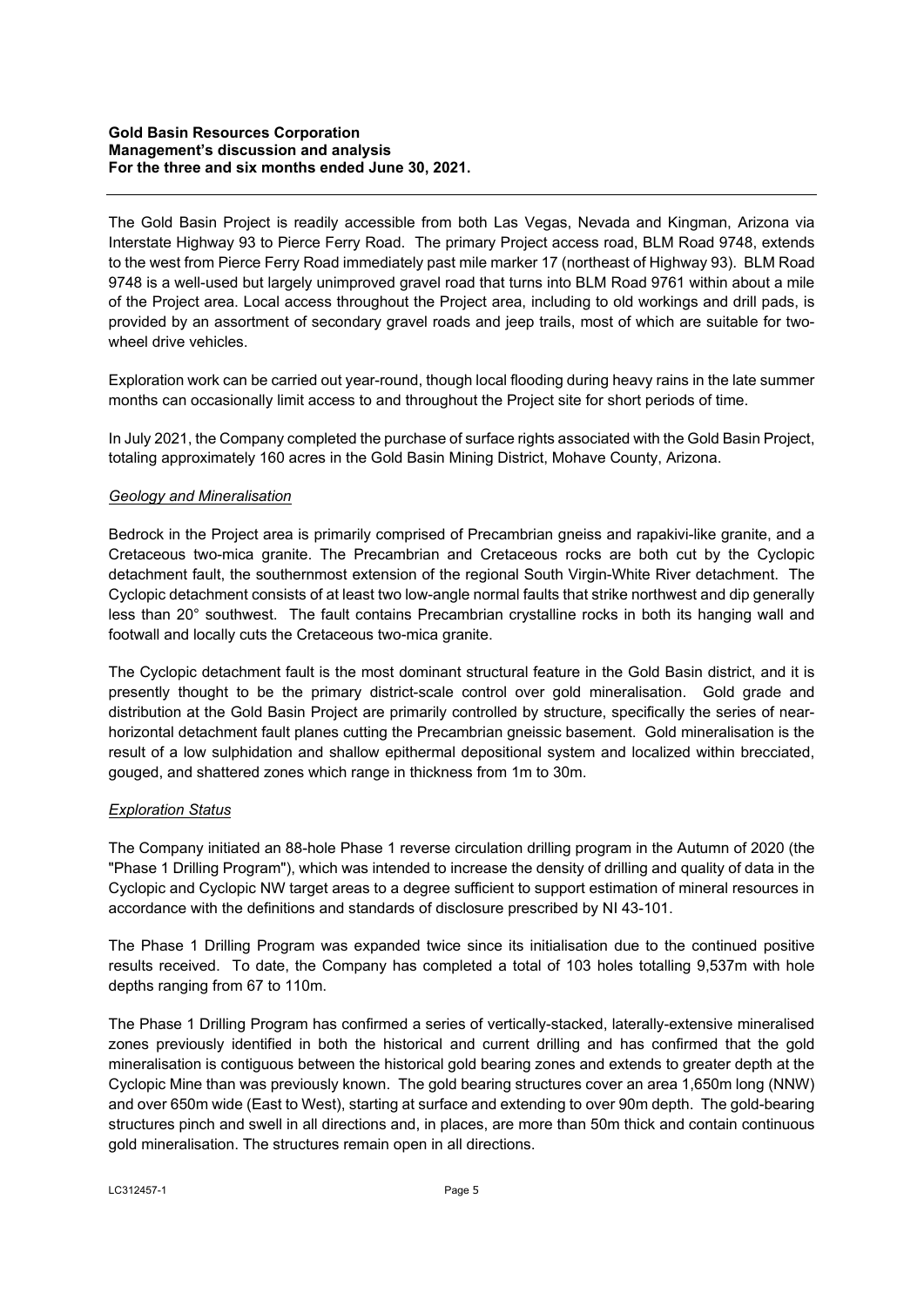The Gold Basin Project is readily accessible from both Las Vegas, Nevada and Kingman, Arizona via Interstate Highway 93 to Pierce Ferry Road. The primary Project access road, BLM Road 9748, extends to the west from Pierce Ferry Road immediately past mile marker 17 (northeast of Highway 93). BLM Road 9748 is a well-used but largely unimproved gravel road that turns into BLM Road 9761 within about a mile of the Project area. Local access throughout the Project area, including to old workings and drill pads, is provided by an assortment of secondary gravel roads and jeep trails, most of which are suitable for two-wheel drive vehicles.

Exploration work can be carried out year-round, though local flooding during heavy rains in the late summer months can occasionally limit access to and throughout the Project site for short periods of time.

In July 2021, the Company completed the purchase of surface rights associated with the Gold Basin Project, totaling approximately 160 acres in the Gold Basin Mining District, Mohave County, Arizona.

*Geology and Mineralisation*

Bedrock in the Project area is primarily comprised of Precambrian gneiss and rapakivi-like granite, and a Cretaceous two-mica granite. The Precambrian and Cretaceous rocks are both cut by the Cyclopic detachment fault, the southernmost extension of the regional South Virgin-White River detachment. The Cyclopic detachment consists of at least two low-angle normal faults that strike northwest and dip generally less than 20° southwest. The fault contains Precambrian crystalline rocks in both its hanging wall and footwall and locally cuts the Cretaceous two-mica granite.

The Cyclopic detachment fault is the most dominant structural feature in the Gold Basin district, and it is presently thought to be the primary district-scale control over gold mineralisation. Gold grade and distribution at the Gold Basin Project are primarily controlled by structure, specifically the series of near-horizontal detachment fault planes cutting the Precambrian gneissic basement. Gold mineralisation is the result of a low sulphidation and shallow epithermal depositional system and localized within brecciated, gouged, and shattered zones which range in thickness from 1m to 30m.

*Exploration Status*

The Company initiated an 88-hole Phase 1 reverse circulation drilling program in the Autumn of 2020 (the "Phase 1 Drilling Program"), which was intended to increase the density of drilling and quality of data in the Cyclopic and Cyclopic NW target areas to a degree sufficient to support estimation of mineral resources in accordance with the definitions and standards of disclosure prescribed by NI 43-101.

The Phase 1 Drilling Program was expanded twice since its initialisation due to the continued positive results received. To date, the Company has completed a total of 103 holes totalling 9,537m with hole depths ranging from 67 to 110m.

The Phase 1 Drilling Program has confirmed a series of vertically-stacked, laterally-extensive mineralised zones previously identified in both the historical and current drilling and has confirmed that the gold mineralisation is contiguous between the historical gold bearing zones and extends to greater depth at the Cyclopic Mine than was previously known. The gold bearing structures cover an area 1,650m long (NNW) and over 650m wide (East to West), starting at surface and extending to over 90m depth. The gold-bearing structures pinch and swell in all directions and, in places, are more than 50m thick and contain continuous gold mineralisation. The structures remain open in all directions.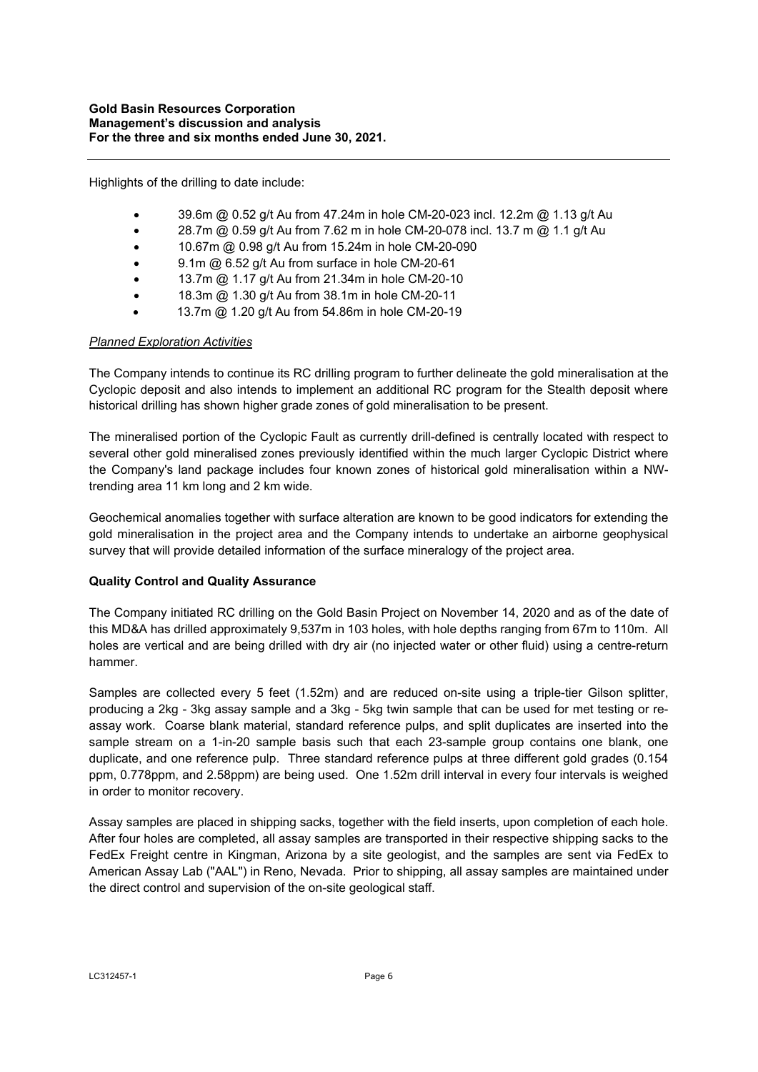Highlights of the drilling to date include:

- 39.6m @ 0.52 g/t Au from 47.24m in hole CM-20-023 incl. 12.2m @ 1.13 g/t Au
- 28.7m @ 0.59 g/t Au from 7.62 m in hole CM-20-078 incl. 13.7 m @ 1.1 g/t Au
- 10.67m @ 0.98 g/t Au from 15.24m in hole CM-20-090
- 9.1m @ 6.52 g/t Au from surface in hole CM-20-61
- 13.7m @ 1.17 g/t Au from 21.34m in hole CM-20-10
- 18.3m @ 1.30 g/t Au from 38.1m in hole CM-20-11
- 13.7m @ 1.20 g/t Au from 54.86m in hole CM-20-19

*Planned Exploration Activities*

The Company intends to continue its RC drilling program to further delineate the gold mineralisation at the Cyclopic deposit and also intends to implement an additional RC program for the Stealth deposit where historical drilling has shown higher grade zones of gold mineralisation to be present.

The mineralised portion of the Cyclopic Fault as currently drill-defined is centrally located with respect to several other gold mineralised zones previously identified within the much larger Cyclopic District where the Company's land package includes four known zones of historical gold mineralisation within a NW-trending area 11 km long and 2 km wide.

Geochemical anomalies together with surface alteration are known to be good indicators for extending the gold mineralisation in the project area and the Company intends to undertake an airborne geophysical survey that will provide detailed information of the surface mineralogy of the project area.

**Quality Control and Quality Assurance**

The Company initiated RC drilling on the Gold Basin Project on November 14, 2020 and as of the date of this MD&A has drilled approximately 9,537m in 103 holes, with hole depths ranging from 67m to 110m. All holes are vertical and are being drilled with dry air (no injected water or other fluid) using a centre-return hammer.

Samples are collected every 5 feet (1.52m) and are reduced on-site using a triple-tier Gilson splitter, producing a 2kg - 3kg assay sample and a 3kg - 5kg twin sample that can be used for met testing or re-assay work. Coarse blank material, standard reference pulps, and split duplicates are inserted into the sample stream on a 1-in-20 sample basis such that each 23-sample group contains one blank, one duplicate, and one reference pulp. Three standard reference pulps at three different gold grades (0.154 ppm, 0.778ppm, and 2.58ppm) are being used. One 1.52m drill interval in every four intervals is weighed in order to monitor recovery.

Assay samples are placed in shipping sacks, together with the field inserts, upon completion of each hole. After four holes are completed, all assay samples are transported in their respective shipping sacks to the FedEx Freight centre in Kingman, Arizona by a site geologist, and the samples are sent via FedEx to American Assay Lab ("AAL") in Reno, Nevada. Prior to shipping, all assay samples are maintained under the direct control and supervision of the on-site geological staff.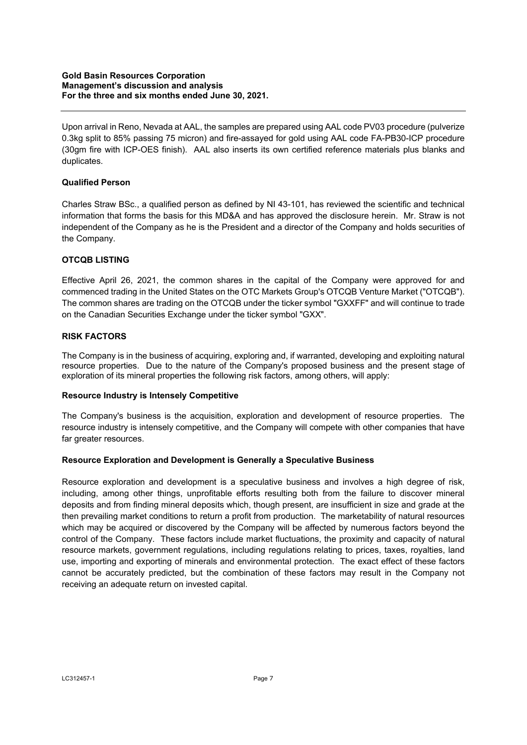Upon arrival in Reno, Nevada at AAL, the samples are prepared using AAL code PV03 procedure (pulverize 0.3kg split to 85% passing 75 micron) and fire-assayed for gold using AAL code FA-PB30-ICP procedure (30gm fire with ICP-OES finish). AAL also inserts its own certified reference materials plus blanks and duplicates.

**Qualified Person**

Charles Straw BSc., a qualified person as defined by NI 43-101, has reviewed the scientific and technical information that forms the basis for this MD&A and has approved the disclosure herein. Mr. Straw is not independent of the Company as he is the President and a director of the Company and holds securities of the Company.

## OTCQB LISTING

Effective April 26, 2021, the common shares in the capital of the Company were approved for and commenced trading in the United States on the OTC Markets Group's OTCQB Venture Market ("OTCQB"). The common shares are trading on the OTCQB under the ticker symbol "GXXFF" and will continue to trade on the Canadian Securities Exchange under the ticker symbol "GXX".

## RISK FACTORS

The Company is in the business of acquiring, exploring and, if warranted, developing and exploiting natural resource properties. Due to the nature of the Company's proposed business and the present stage of exploration of its mineral properties the following risk factors, among others, will apply:

**Resource Industry is Intensely Competitive**

The Company's business is the acquisition, exploration and development of resource properties. The resource industry is intensely competitive, and the Company will compete with other companies that have far greater resources.

**Resource Exploration and Development is Generally a Speculative Business**

Resource exploration and development is a speculative business and involves a high degree of risk, including, among other things, unprofitable efforts resulting both from the failure to discover mineral deposits and from finding mineral deposits which, though present, are insufficient in size and grade at the then prevailing market conditions to return a profit from production. The marketability of natural resources which may be acquired or discovered by the Company will be affected by numerous factors beyond the control of the Company. These factors include market fluctuations, the proximity and capacity of natural resource markets, government regulations, including regulations relating to prices, taxes, royalties, land use, importing and exporting of minerals and environmental protection. The exact effect of these factors cannot be accurately predicted, but the combination of these factors may result in the Company not receiving an adequate return on invested capital.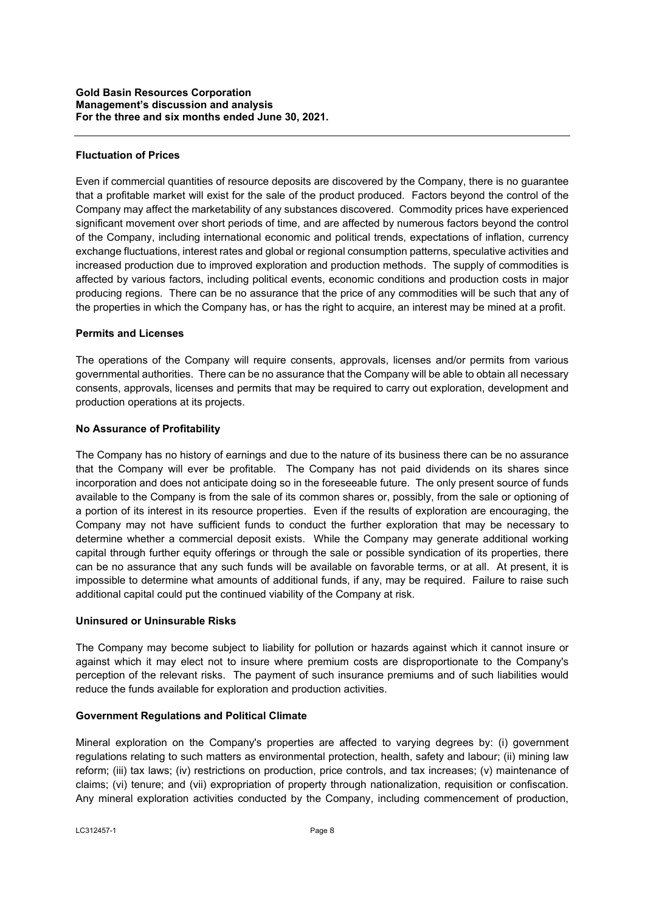#### Fluctuation of Prices

Even if commercial quantities of resource deposits are discovered by the Company, there is no guarantee that a profitable market will exist for the sale of the product produced. Factors beyond the control of the Company may affect the marketability of any substances discovered. Commodity prices have experienced significant movement over short periods of time, and are affected by numerous factors beyond the control of the Company, including international economic and political trends, expectations of inflation, currency exchange fluctuations, interest rates and global or regional consumption patterns, speculative activities and increased production due to improved exploration and production methods. The supply of commodities is affected by various factors, including political events, economic conditions and production costs in major producing regions. There can be no assurance that the price of any commodities will be such that any of the properties in which the Company has, or has the right to acquire, an interest may be mined at a profit.

#### Permits and Licenses

The operations of the Company will require consents, approvals, licenses and/or permits from various governmental authorities. There can be no assurance that the Company will be able to obtain all necessary consents, approvals, licenses and permits that may be required to carry out exploration, development and production operations at its projects.

#### No Assurance of Profitability

The Company has no history of earnings and due to the nature of its business there can be no assurance that the Company will ever be profitable. The Company has not paid dividends on its shares since incorporation and does not anticipate doing so in the foreseeable future. The only present source of funds available to the Company is from the sale of its common shares or, possibly, from the sale or optioning of a portion of its interest in its resource properties. Even if the results of exploration are encouraging, the Company may not have sufficient funds to conduct the further exploration that may be necessary to determine whether a commercial deposit exists. While the Company may generate additional working capital through further equity offerings or through the sale or possible syndication of its properties, there can be no assurance that any such funds will be available on favorable terms, or at all. At present, it is impossible to determine what amounts of additional funds, if any, may be required. Failure to raise such additional capital could put the continued viability of the Company at risk.

#### Uninsured or Uninsurable Risks

The Company may become subject to liability for pollution or hazards against which it cannot insure or against which it may elect not to insure where premium costs are disproportionate to the Company's perception of the relevant risks. The payment of such insurance premiums and of such liabilities would reduce the funds available for exploration and production activities.

#### Government Regulations and Political Climate

Mineral exploration on the Company's properties are affected to varying degrees by: (i) government regulations relating to such matters as environmental protection, health, safety and labour; (ii) mining law reform; (iii) tax laws; (iv) restrictions on production, price controls, and tax increases; (v) maintenance of claims; (vi) tenure; and (vii) expropriation of property through nationalization, requisition or confiscation. Any mineral exploration activities conducted by the Company, including commencement of production,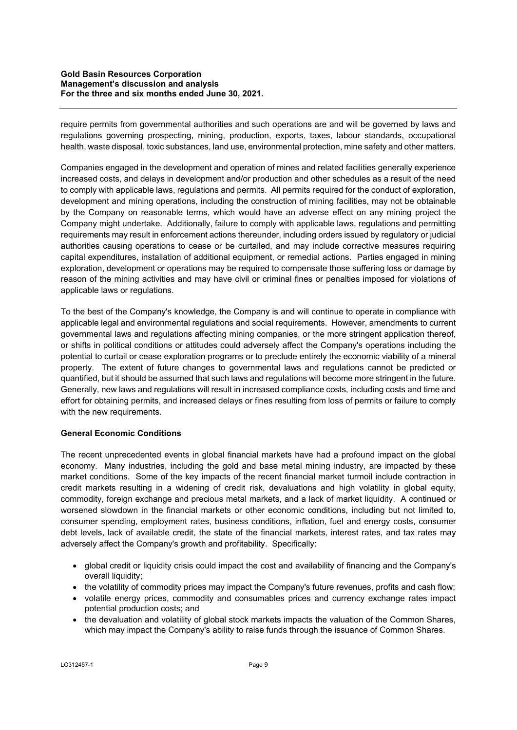require permits from governmental authorities and such operations are and will be governed by laws and regulations governing prospecting, mining, production, exports, taxes, labour standards, occupational health, waste disposal, toxic substances, land use, environmental protection, mine safety and other matters.

Companies engaged in the development and operation of mines and related facilities generally experience increased costs, and delays in development and/or production and other schedules as a result of the need to comply with applicable laws, regulations and permits. All permits required for the conduct of exploration, development and mining operations, including the construction of mining facilities, may not be obtainable by the Company on reasonable terms, which would have an adverse effect on any mining project the Company might undertake. Additionally, failure to comply with applicable laws, regulations and permitting requirements may result in enforcement actions thereunder, including orders issued by regulatory or judicial authorities causing operations to cease or be curtailed, and may include corrective measures requiring capital expenditures, installation of additional equipment, or remedial actions. Parties engaged in mining exploration, development or operations may be required to compensate those suffering loss or damage by reason of the mining activities and may have civil or criminal fines or penalties imposed for violations of applicable laws or regulations.

To the best of the Company's knowledge, the Company is and will continue to operate in compliance with applicable legal and environmental regulations and social requirements. However, amendments to current governmental laws and regulations affecting mining companies, or the more stringent application thereof, or shifts in political conditions or attitudes could adversely affect the Company's operations including the potential to curtail or cease exploration programs or to preclude entirely the economic viability of a mineral property. The extent of future changes to governmental laws and regulations cannot be predicted or quantified, but it should be assumed that such laws and regulations will become more stringent in the future. Generally, new laws and regulations will result in increased compliance costs, including costs and time and effort for obtaining permits, and increased delays or fines resulting from loss of permits or failure to comply with the new requirements.

**General Economic Conditions**

The recent unprecedented events in global financial markets have had a profound impact on the global economy. Many industries, including the gold and base metal mining industry, are impacted by these market conditions. Some of the key impacts of the recent financial market turmoil include contraction in credit markets resulting in a widening of credit risk, devaluations and high volatility in global equity, commodity, foreign exchange and precious metal markets, and a lack of market liquidity. A continued or worsened slowdown in the financial markets or other economic conditions, including but not limited to, consumer spending, employment rates, business conditions, inflation, fuel and energy costs, consumer debt levels, lack of available credit, the state of the financial markets, interest rates, and tax rates may adversely affect the Company's growth and profitability. Specifically:

- global credit or liquidity crisis could impact the cost and availability of financing and the Company's overall liquidity;
- the volatility of commodity prices may impact the Company's future revenues, profits and cash flow;
- volatile energy prices, commodity and consumables prices and currency exchange rates impact potential production costs; and
- the devaluation and volatility of global stock markets impacts the valuation of the Common Shares, which may impact the Company's ability to raise funds through the issuance of Common Shares.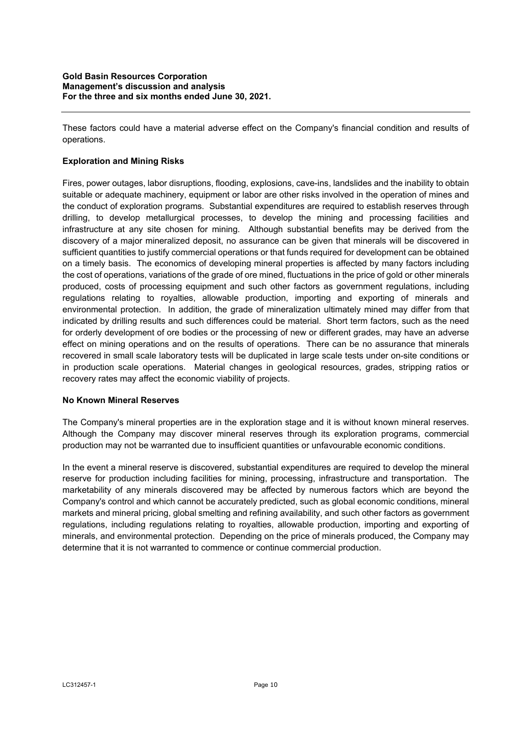These factors could have a material adverse effect on the Company's financial condition and results of operations.

**Exploration and Mining Risks**

Fires, power outages, labor disruptions, flooding, explosions, cave-ins, landslides and the inability to obtain suitable or adequate machinery, equipment or labor are other risks involved in the operation of mines and the conduct of exploration programs. Substantial expenditures are required to establish reserves through drilling, to develop metallurgical processes, to develop the mining and processing facilities and infrastructure at any site chosen for mining. Although substantial benefits may be derived from the discovery of a major mineralized deposit, no assurance can be given that minerals will be discovered in sufficient quantities to justify commercial operations or that funds required for development can be obtained on a timely basis. The economics of developing mineral properties is affected by many factors including the cost of operations, variations of the grade of ore mined, fluctuations in the price of gold or other minerals produced, costs of processing equipment and such other factors as government regulations, including regulations relating to royalties, allowable production, importing and exporting of minerals and environmental protection. In addition, the grade of mineralization ultimately mined may differ from that indicated by drilling results and such differences could be material. Short term factors, such as the need for orderly development of ore bodies or the processing of new or different grades, may have an adverse effect on mining operations and on the results of operations. There can be no assurance that minerals recovered in small scale laboratory tests will be duplicated in large scale tests under on-site conditions or in production scale operations. Material changes in geological resources, grades, stripping ratios or recovery rates may affect the economic viability of projects.

**No Known Mineral Reserves**

The Company's mineral properties are in the exploration stage and it is without known mineral reserves. Although the Company may discover mineral reserves through its exploration programs, commercial production may not be warranted due to insufficient quantities or unfavourable economic conditions.

In the event a mineral reserve is discovered, substantial expenditures are required to develop the mineral reserve for production including facilities for mining, processing, infrastructure and transportation. The marketability of any minerals discovered may be affected by numerous factors which are beyond the Company's control and which cannot be accurately predicted, such as global economic conditions, mineral markets and mineral pricing, global smelting and refining availability, and such other factors as government regulations, including regulations relating to royalties, allowable production, importing and exporting of minerals, and environmental protection. Depending on the price of minerals produced, the Company may determine that it is not warranted to commence or continue commercial production.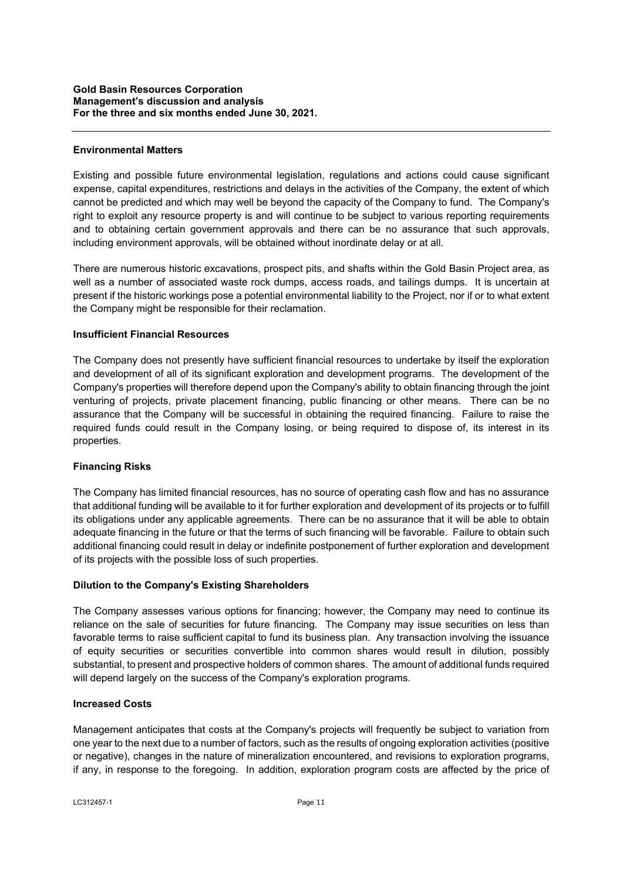#### Environmental Matters

Existing and possible future environmental legislation, regulations and actions could cause significant expense, capital expenditures, restrictions and delays in the activities of the Company, the extent of which cannot be predicted and which may well be beyond the capacity of the Company to fund. The Company's right to exploit any resource property is and will continue to be subject to various reporting requirements and to obtaining certain government approvals and there can be no assurance that such approvals, including environment approvals, will be obtained without inordinate delay or at all.

There are numerous historic excavations, prospect pits, and shafts within the Gold Basin Project area, as well as a number of associated waste rock dumps, access roads, and tailings dumps. It is uncertain at present if the historic workings pose a potential environmental liability to the Project, nor if or to what extent the Company might be responsible for their reclamation.

#### Insufficient Financial Resources

The Company does not presently have sufficient financial resources to undertake by itself the exploration and development of all of its significant exploration and development programs. The development of the Company's properties will therefore depend upon the Company's ability to obtain financing through the joint venturing of projects, private placement financing, public financing or other means. There can be no assurance that the Company will be successful in obtaining the required financing. Failure to raise the required funds could result in the Company losing, or being required to dispose of, its interest in its properties.

#### Financing Risks

The Company has limited financial resources, has no source of operating cash flow and has no assurance that additional funding will be available to it for further exploration and development of its projects or to fulfill its obligations under any applicable agreements. There can be no assurance that it will be able to obtain adequate financing in the future or that the terms of such financing will be favorable. Failure to obtain such additional financing could result in delay or indefinite postponement of further exploration and development of its projects with the possible loss of such properties.

#### Dilution to the Company's Existing Shareholders

The Company assesses various options for financing; however, the Company may need to continue its reliance on the sale of securities for future financing. The Company may issue securities on less than favorable terms to raise sufficient capital to fund its business plan. Any transaction involving the issuance of equity securities or securities convertible into common shares would result in dilution, possibly substantial, to present and prospective holders of common shares. The amount of additional funds required will depend largely on the success of the Company's exploration programs.

#### Increased Costs

Management anticipates that costs at the Company's projects will frequently be subject to variation from one year to the next due to a number of factors, such as the results of ongoing exploration activities (positive or negative), changes in the nature of mineralization encountered, and revisions to exploration programs, if any, in response to the foregoing. In addition, exploration program costs are affected by the price of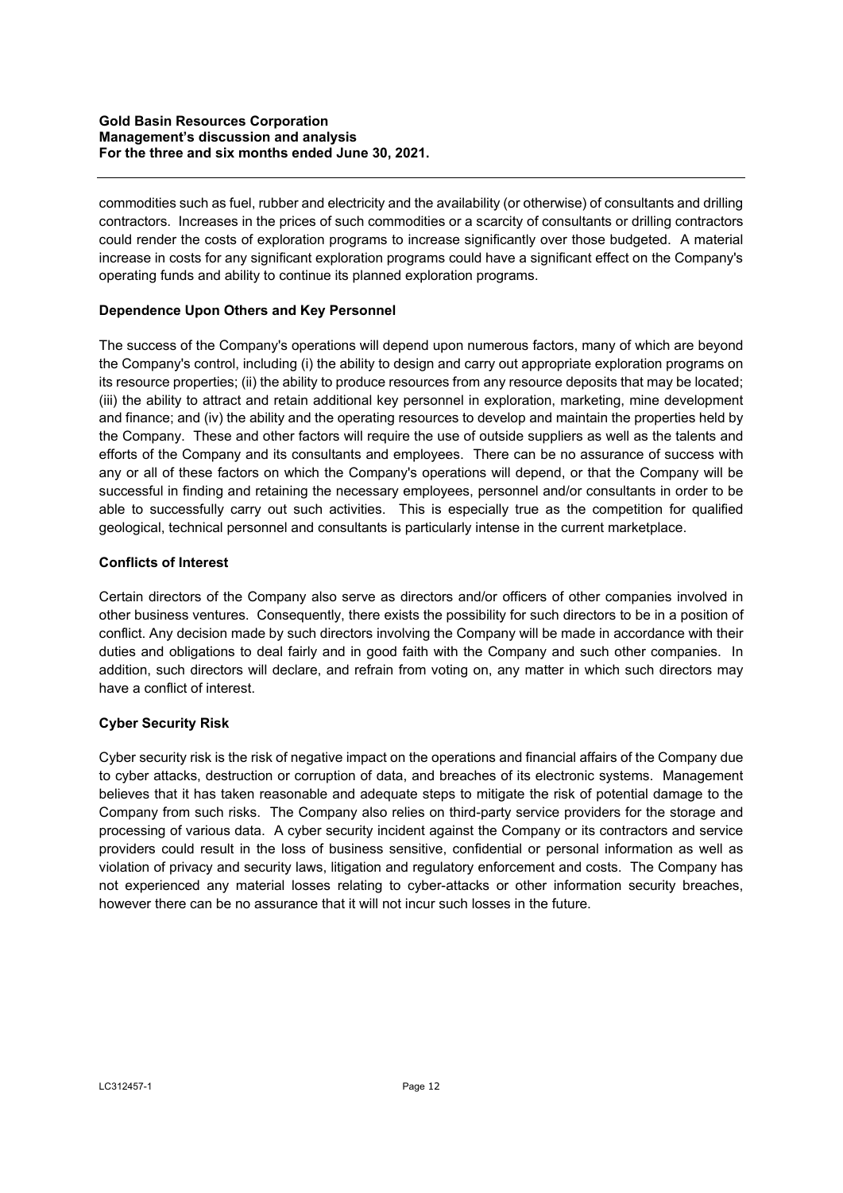commodities such as fuel, rubber and electricity and the availability (or otherwise) of consultants and drilling contractors. Increases in the prices of such commodities or a scarcity of consultants or drilling contractors could render the costs of exploration programs to increase significantly over those budgeted. A material increase in costs for any significant exploration programs could have a significant effect on the Company's operating funds and ability to continue its planned exploration programs.

**Dependence Upon Others and Key Personnel**

The success of the Company's operations will depend upon numerous factors, many of which are beyond the Company's control, including (i) the ability to design and carry out appropriate exploration programs on its resource properties; (ii) the ability to produce resources from any resource deposits that may be located; (iii) the ability to attract and retain additional key personnel in exploration, marketing, mine development and finance; and (iv) the ability and the operating resources to develop and maintain the properties held by the Company. These and other factors will require the use of outside suppliers as well as the talents and efforts of the Company and its consultants and employees. There can be no assurance of success with any or all of these factors on which the Company's operations will depend, or that the Company will be successful in finding and retaining the necessary employees, personnel and/or consultants in order to be able to successfully carry out such activities. This is especially true as the competition for qualified geological, technical personnel and consultants is particularly intense in the current marketplace.

**Conflicts of Interest**

Certain directors of the Company also serve as directors and/or officers of other companies involved in other business ventures. Consequently, there exists the possibility for such directors to be in a position of conflict. Any decision made by such directors involving the Company will be made in accordance with their duties and obligations to deal fairly and in good faith with the Company and such other companies. In addition, such directors will declare, and refrain from voting on, any matter in which such directors may have a conflict of interest.

**Cyber Security Risk**

Cyber security risk is the risk of negative impact on the operations and financial affairs of the Company due to cyber attacks, destruction or corruption of data, and breaches of its electronic systems. Management believes that it has taken reasonable and adequate steps to mitigate the risk of potential damage to the Company from such risks. The Company also relies on third-party service providers for the storage and processing of various data. A cyber security incident against the Company or its contractors and service providers could result in the loss of business sensitive, confidential or personal information as well as violation of privacy and security laws, litigation and regulatory enforcement and costs. The Company has not experienced any material losses relating to cyber-attacks or other information security breaches, however there can be no assurance that it will not incur such losses in the future.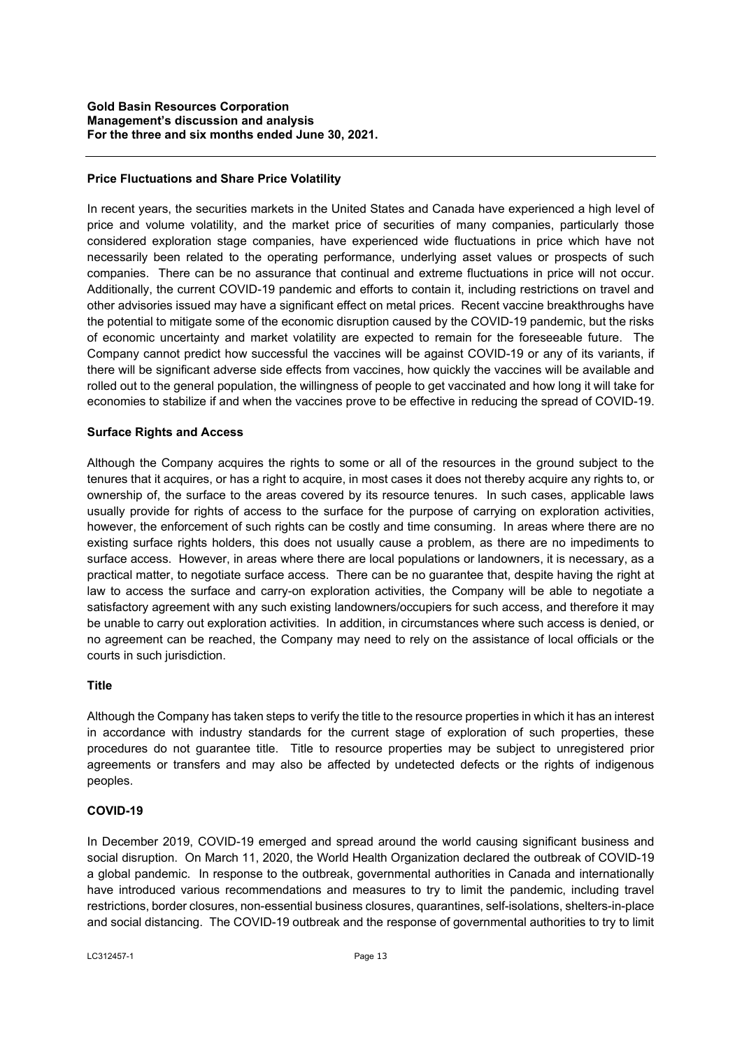### Price Fluctuations and Share Price Volatility

In recent years, the securities markets in the United States and Canada have experienced a high level of price and volume volatility, and the market price of securities of many companies, particularly those considered exploration stage companies, have experienced wide fluctuations in price which have not necessarily been related to the operating performance, underlying asset values or prospects of such companies. There can be no assurance that continual and extreme fluctuations in price will not occur. Additionally, the current COVID-19 pandemic and efforts to contain it, including restrictions on travel and other advisories issued may have a significant effect on metal prices. Recent vaccine breakthroughs have the potential to mitigate some of the economic disruption caused by the COVID-19 pandemic, but the risks of economic uncertainty and market volatility are expected to remain for the foreseeable future. The Company cannot predict how successful the vaccines will be against COVID-19 or any of its variants, if there will be significant adverse side effects from vaccines, how quickly the vaccines will be available and rolled out to the general population, the willingness of people to get vaccinated and how long it will take for economies to stabilize if and when the vaccines prove to be effective in reducing the spread of COVID-19.

### Surface Rights and Access

Although the Company acquires the rights to some or all of the resources in the ground subject to the tenures that it acquires, or has a right to acquire, in most cases it does not thereby acquire any rights to, or ownership of, the surface to the areas covered by its resource tenures. In such cases, applicable laws usually provide for rights of access to the surface for the purpose of carrying on exploration activities, however, the enforcement of such rights can be costly and time consuming. In areas where there are no existing surface rights holders, this does not usually cause a problem, as there are no impediments to surface access. However, in areas where there are local populations or landowners, it is necessary, as a practical matter, to negotiate surface access. There can be no guarantee that, despite having the right at law to access the surface and carry-on exploration activities, the Company will be able to negotiate a satisfactory agreement with any such existing landowners/occupiers for such access, and therefore it may be unable to carry out exploration activities. In addition, in circumstances where such access is denied, or no agreement can be reached, the Company may need to rely on the assistance of local officials or the courts in such jurisdiction.

### Title

Although the Company has taken steps to verify the title to the resource properties in which it has an interest in accordance with industry standards for the current stage of exploration of such properties, these procedures do not guarantee title. Title to resource properties may be subject to unregistered prior agreements or transfers and may also be affected by undetected defects or the rights of indigenous peoples.

### COVID-19

In December 2019, COVID-19 emerged and spread around the world causing significant business and social disruption. On March 11, 2020, the World Health Organization declared the outbreak of COVID-19 a global pandemic. In response to the outbreak, governmental authorities in Canada and internationally have introduced various recommendations and measures to try to limit the pandemic, including travel restrictions, border closures, non-essential business closures, quarantines, self-isolations, shelters-in-place and social distancing. The COVID-19 outbreak and the response of governmental authorities to try to limit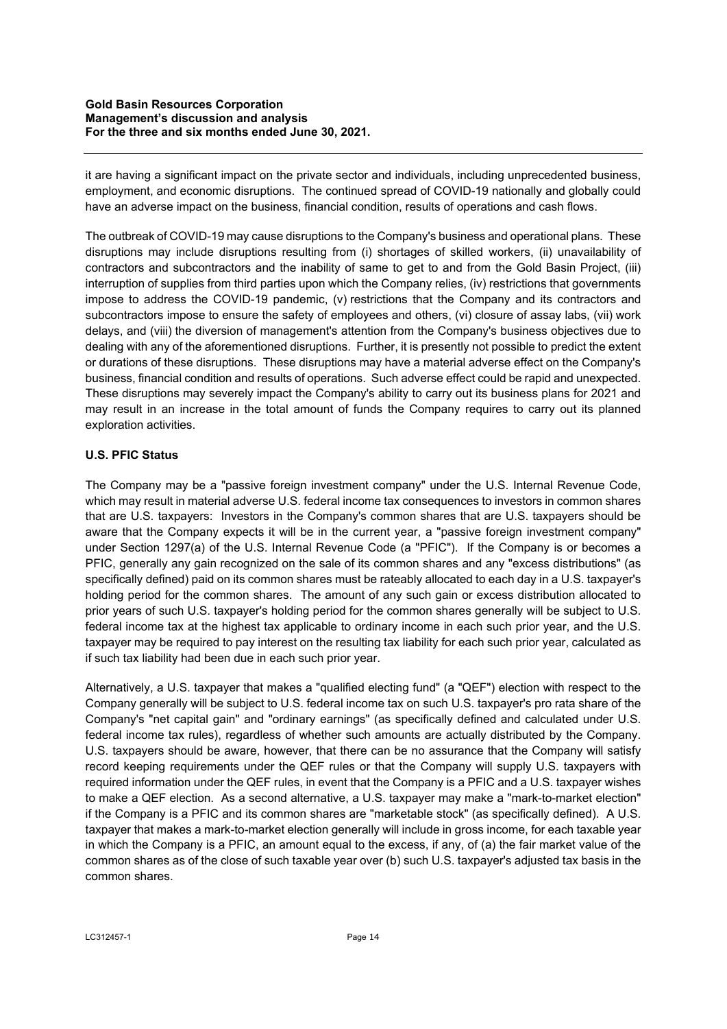it are having a significant impact on the private sector and individuals, including unprecedented business, employment, and economic disruptions. The continued spread of COVID-19 nationally and globally could have an adverse impact on the business, financial condition, results of operations and cash flows.

The outbreak of COVID-19 may cause disruptions to the Company's business and operational plans. These disruptions may include disruptions resulting from (i) shortages of skilled workers, (ii) unavailability of contractors and subcontractors and the inability of same to get to and from the Gold Basin Project, (iii) interruption of supplies from third parties upon which the Company relies, (iv) restrictions that governments impose to address the COVID-19 pandemic, (v) restrictions that the Company and its contractors and subcontractors impose to ensure the safety of employees and others, (vi) closure of assay labs, (vii) work delays, and (viii) the diversion of management's attention from the Company's business objectives due to dealing with any of the aforementioned disruptions. Further, it is presently not possible to predict the extent or durations of these disruptions. These disruptions may have a material adverse effect on the Company's business, financial condition and results of operations. Such adverse effect could be rapid and unexpected. These disruptions may severely impact the Company's ability to carry out its business plans for 2021 and may result in an increase in the total amount of funds the Company requires to carry out its planned exploration activities.

**U.S. PFIC Status**

The Company may be a "passive foreign investment company" under the U.S. Internal Revenue Code, which may result in material adverse U.S. federal income tax consequences to investors in common shares that are U.S. taxpayers: Investors in the Company's common shares that are U.S. taxpayers should be aware that the Company expects it will be in the current year, a "passive foreign investment company" under Section 1297(a) of the U.S. Internal Revenue Code (a "PFIC"). If the Company is or becomes a PFIC, generally any gain recognized on the sale of its common shares and any "excess distributions" (as specifically defined) paid on its common shares must be rateably allocated to each day in a U.S. taxpayer's holding period for the common shares. The amount of any such gain or excess distribution allocated to prior years of such U.S. taxpayer's holding period for the common shares generally will be subject to U.S. federal income tax at the highest tax applicable to ordinary income in each such prior year, and the U.S. taxpayer may be required to pay interest on the resulting tax liability for each such prior year, calculated as if such tax liability had been due in each such prior year.

Alternatively, a U.S. taxpayer that makes a "qualified electing fund" (a "QEF") election with respect to the Company generally will be subject to U.S. federal income tax on such U.S. taxpayer's pro rata share of the Company's "net capital gain" and "ordinary earnings" (as specifically defined and calculated under U.S. federal income tax rules), regardless of whether such amounts are actually distributed by the Company. U.S. taxpayers should be aware, however, that there can be no assurance that the Company will satisfy record keeping requirements under the QEF rules or that the Company will supply U.S. taxpayers with required information under the QEF rules, in event that the Company is a PFIC and a U.S. taxpayer wishes to make a QEF election. As a second alternative, a U.S. taxpayer may make a "mark-to-market election" if the Company is a PFIC and its common shares are "marketable stock" (as specifically defined). A U.S. taxpayer that makes a mark-to-market election generally will include in gross income, for each taxable year in which the Company is a PFIC, an amount equal to the excess, if any, of (a) the fair market value of the common shares as of the close of such taxable year over (b) such U.S. taxpayer's adjusted tax basis in the common shares.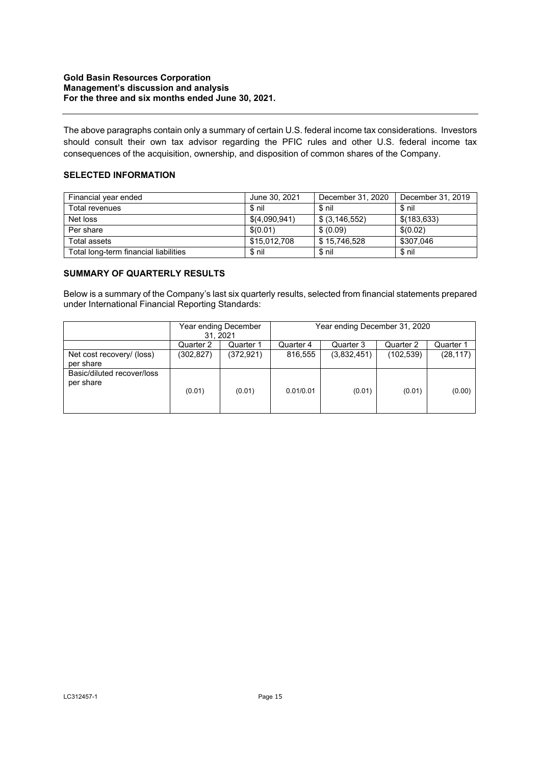The above paragraphs contain only a summary of certain U.S. federal income tax considerations. Investors should consult their own tax advisor regarding the PFIC rules and other U.S. federal income tax consequences of the acquisition, ownership, and disposition of common shares of the Company.

## SELECTED INFORMATION

| Financial year ended | June 30, 2021 | December 31, 2020 | December 31, 2019 |
|---|---|---|---|
| Total revenues | $ nil | $ nil | $ nil |
| Net loss | $(4,090,941) | $ (3,146,552) | $(183,633) |
| Per share | $(0.01) | $ (0.09) | $(0.02) |
| Total assets | $15,012,708 | $ 15,746,528 | $307,046 |
| Total long-term financial liabilities | $ nil | $ nil | $ nil |

## SUMMARY OF QUARTERLY RESULTS

Below is a summary of the Company's last six quarterly results, selected from financial statements prepared under International Financial Reporting Standards:

| | Year ending December 31, 2021 | | Year ending December 31, 2020 | | | |
|---|---|---|---|---|---|---|
| | Quarter 2 | Quarter 1 | Quarter 4 | Quarter 3 | Quarter 2 | Quarter 1 |
| Net cost recovery/ (loss) per share | (302,827) | (372,921) | 816,555 | (3,832,451) | (102,539) | (28,117) |
| Basic/diluted recover/loss per share | (0.01) | (0.01) | 0.01/0.01 | (0.01) | (0.01) | (0.00) |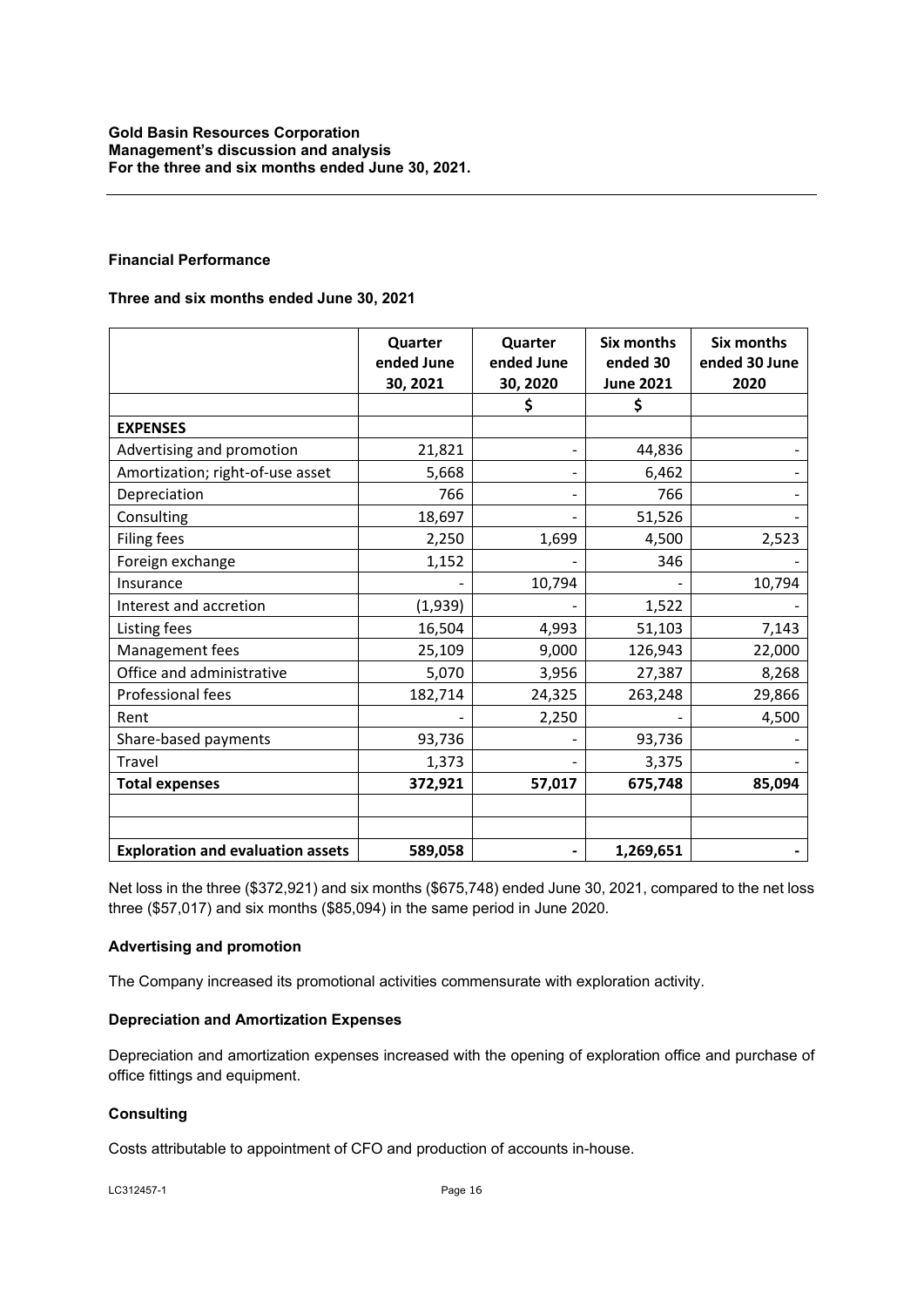## Financial Performance

### Three and six months ended June 30, 2021

| | Quarter ended June 30, 2021 | Quarter ended June 30, 2020 | Six months ended 30 June 2021 | Six months ended 30 June 2020 |
|---|---|---|---|---|
| | | $ | $ | |
| **EXPENSES** | | | | |
| Advertising and promotion | 21,821 | - | 44,836 | - |
| Amortization; right-of-use asset | 5,668 | - | 6,462 | - |
| Depreciation | 766 | - | 766 | - |
| Consulting | 18,697 | - | 51,526 | - |
| Filing fees | 2,250 | 1,699 | 4,500 | 2,523 |
| Foreign exchange | 1,152 | - | 346 | - |
| Insurance | - | 10,794 | - | 10,794 |
| Interest and accretion | (1,939) | - | 1,522 | - |
| Listing fees | 16,504 | 4,993 | 51,103 | 7,143 |
| Management fees | 25,109 | 9,000 | 126,943 | 22,000 |
| Office and administrative | 5,070 | 3,956 | 27,387 | 8,268 |
| Professional fees | 182,714 | 24,325 | 263,248 | 29,866 |
| Rent | - | 2,250 | - | 4,500 |
| Share-based payments | 93,736 | - | 93,736 | - |
| Travel | 1,373 | - | 3,375 | - |
| **Total expenses** | **372,921** | **57,017** | **675,748** | **85,094** |
| | | | | |
| | | | | |
| **Exploration and evaluation assets** | **589,058** | **-** | **1,269,651** | **-** |

Net loss in the three ($372,921) and six months ($675,748) ended June 30, 2021, compared to the net loss three ($57,017) and six months ($85,094) in the same period in June 2020.

### Advertising and promotion

The Company increased its promotional activities commensurate with exploration activity.

### Depreciation and Amortization Expenses

Depreciation and amortization expenses increased with the opening of exploration office and purchase of office fittings and equipment.

### Consulting

Costs attributable to appointment of CFO and production of accounts in-house.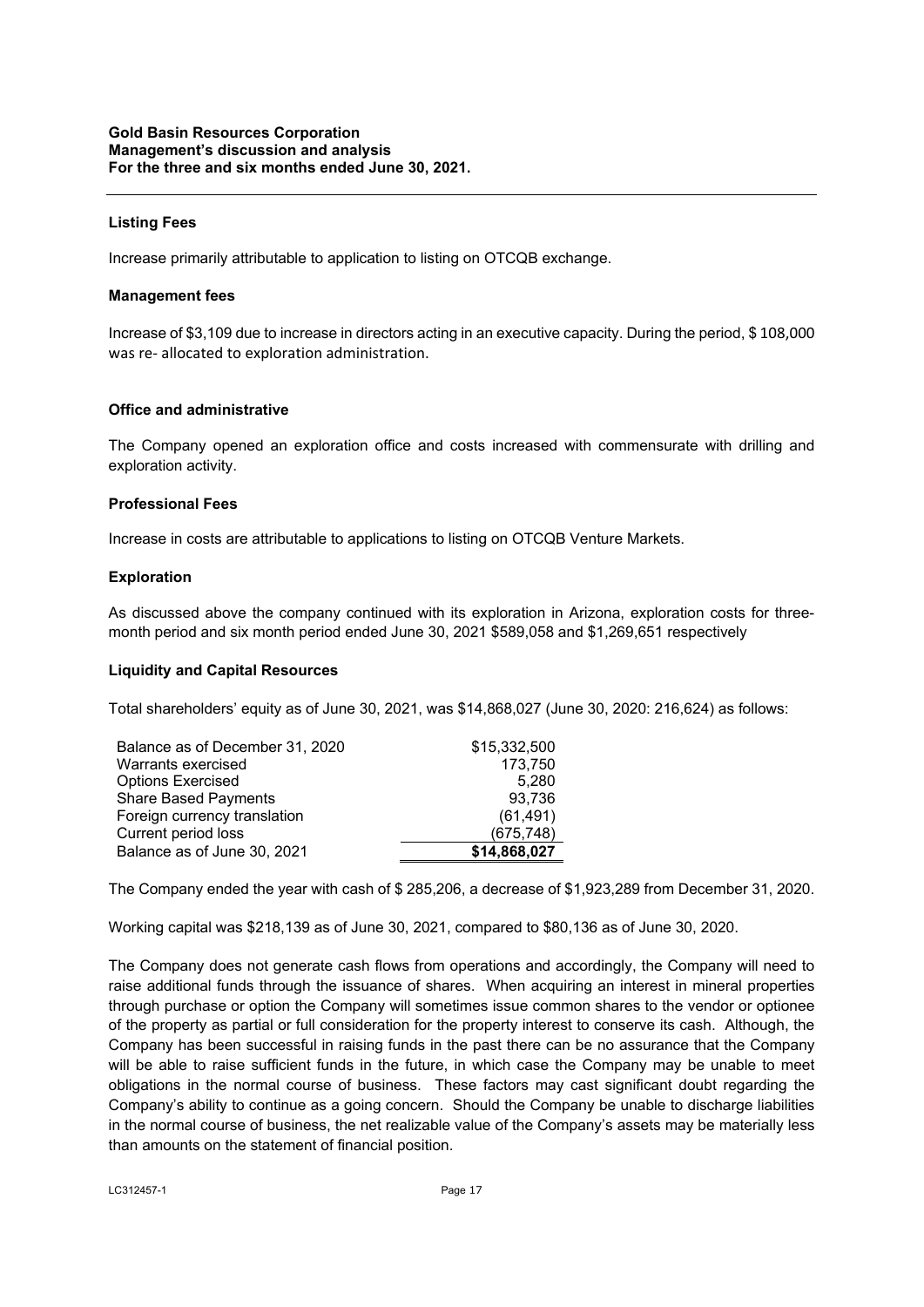### Listing Fees

Increase primarily attributable to application to listing on OTCQB exchange.

### Management fees

Increase of $3,109 due to increase in directors acting in an executive capacity. During the period, $ 108,000 was re- allocated to exploration administration.

### Office and administrative

The Company opened an exploration office and costs increased with commensurate with drilling and exploration activity.

### Professional Fees

Increase in costs are attributable to applications to listing on OTCQB Venture Markets.

### Exploration

As discussed above the company continued with its exploration in Arizona, exploration costs for three-month period and six month period ended June 30, 2021 $589,058 and $1,269,651 respectively

### Liquidity and Capital Resources

Total shareholders' equity as of June 30, 2021, was $14,868,027 (June 30, 2020: 216,624) as follows:

| | |
|---|---|
| Balance as of December 31, 2020 | $15,332,500 |
| Warrants exercised | 173,750 |
| Options Exercised | 5,280 |
| Share Based Payments | 93,736 |
| Foreign currency translation | (61,491) |
| Current period loss | (675,748) |
| Balance as of June 30, 2021 | **$14,868,027** |

The Company ended the year with cash of $ 285,206, a decrease of $1,923,289 from December 31, 2020.

Working capital was $218,139 as of June 30, 2021, compared to $80,136 as of June 30, 2020.

The Company does not generate cash flows from operations and accordingly, the Company will need to raise additional funds through the issuance of shares. When acquiring an interest in mineral properties through purchase or option the Company will sometimes issue common shares to the vendor or optionee of the property as partial or full consideration for the property interest to conserve its cash. Although, the Company has been successful in raising funds in the past there can be no assurance that the Company will be able to raise sufficient funds in the future, in which case the Company may be unable to meet obligations in the normal course of business. These factors may cast significant doubt regarding the Company's ability to continue as a going concern. Should the Company be unable to discharge liabilities in the normal course of business, the net realizable value of the Company's assets may be materially less than amounts on the statement of financial position.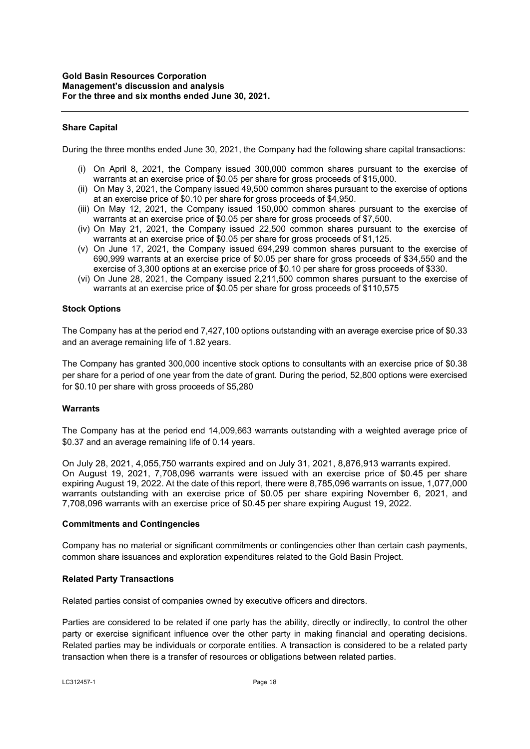## Share Capital

During the three months ended June 30, 2021, the Company had the following share capital transactions:

(i) On April 8, 2021, the Company issued 300,000 common shares pursuant to the exercise of warrants at an exercise price of $0.05 per share for gross proceeds of $15,000.
(ii) On May 3, 2021, the Company issued 49,500 common shares pursuant to the exercise of options at an exercise price of $0.10 per share for gross proceeds of $4,950.
(iii) On May 12, 2021, the Company issued 150,000 common shares pursuant to the exercise of warrants at an exercise price of $0.05 per share for gross proceeds of $7,500.
(iv) On May 21, 2021, the Company issued 22,500 common shares pursuant to the exercise of warrants at an exercise price of $0.05 per share for gross proceeds of $1,125.
(v) On June 17, 2021, the Company issued 694,299 common shares pursuant to the exercise of 690,999 warrants at an exercise price of $0.05 per share for gross proceeds of $34,550 and the exercise of 3,300 options at an exercise price of $0.10 per share for gross proceeds of $330.
(vi) On June 28, 2021, the Company issued 2,211,500 common shares pursuant to the exercise of warrants at an exercise price of $0.05 per share for gross proceeds of $110,575

## Stock Options

The Company has at the period end 7,427,100 options outstanding with an average exercise price of $0.33 and an average remaining life of 1.82 years.

The Company has granted 300,000 incentive stock options to consultants with an exercise price of $0.38 per share for a period of one year from the date of grant. During the period, 52,800 options were exercised for $0.10 per share with gross proceeds of $5,280

## Warrants

The Company has at the period end 14,009,663 warrants outstanding with a weighted average price of $0.37 and an average remaining life of 0.14 years.

On July 28, 2021, 4,055,750 warrants expired and on July 31, 2021, 8,876,913 warrants expired. On August 19, 2021, 7,708,096 warrants were issued with an exercise price of $0.45 per share expiring August 19, 2022. At the date of this report, there were 8,785,096 warrants on issue, 1,077,000 warrants outstanding with an exercise price of $0.05 per share expiring November 6, 2021, and 7,708,096 warrants with an exercise price of $0.45 per share expiring August 19, 2022.

## Commitments and Contingencies

Company has no material or significant commitments or contingencies other than certain cash payments, common share issuances and exploration expenditures related to the Gold Basin Project.

## Related Party Transactions

Related parties consist of companies owned by executive officers and directors.

Parties are considered to be related if one party has the ability, directly or indirectly, to control the other party or exercise significant influence over the other party in making financial and operating decisions. Related parties may be individuals or corporate entities. A transaction is considered to be a related party transaction when there is a transfer of resources or obligations between related parties.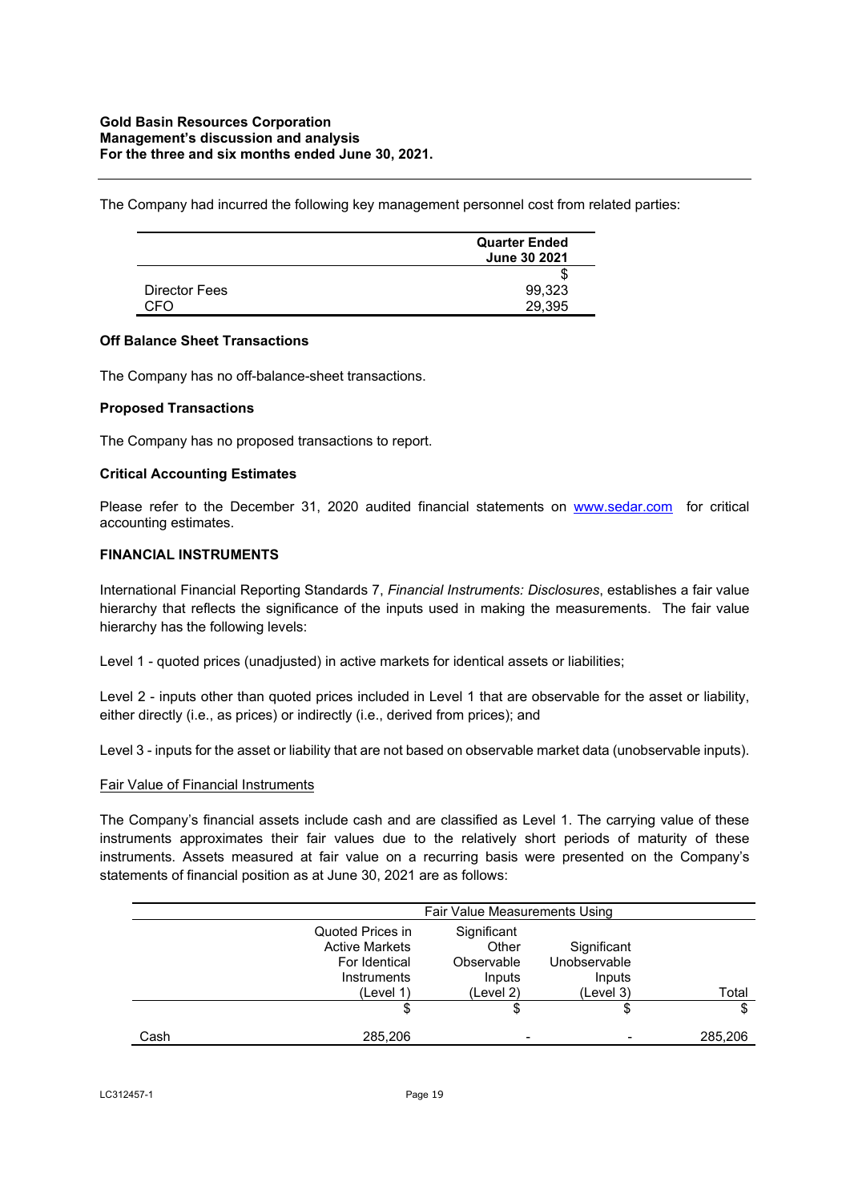The Company had incurred the following key management personnel cost from related parties:

| | Quarter Ended June 30 2021 |
|---|---|
| | $ |
| Director Fees | 99,323 |
| CFO | 29,395 |

**Off Balance Sheet Transactions**

The Company has no off-balance-sheet transactions.

**Proposed Transactions**

The Company has no proposed transactions to report.

**Critical Accounting Estimates**

Please refer to the December 31, 2020 audited financial statements on [www.sedar.com](http://www.sedar.com) for critical accounting estimates.

**FINANCIAL INSTRUMENTS**

International Financial Reporting Standards 7, *Financial Instruments: Disclosures*, establishes a fair value hierarchy that reflects the significance of the inputs used in making the measurements. The fair value hierarchy has the following levels:

Level 1 - quoted prices (unadjusted) in active markets for identical assets or liabilities;

Level 2 - inputs other than quoted prices included in Level 1 that are observable for the asset or liability, either directly (i.e., as prices) or indirectly (i.e., derived from prices); and

Level 3 - inputs for the asset or liability that are not based on observable market data (unobservable inputs).

Fair Value of Financial Instruments

The Company's financial assets include cash and are classified as Level 1. The carrying value of these instruments approximates their fair values due to the relatively short periods of maturity of these instruments. Assets measured at fair value on a recurring basis were presented on the Company's statements of financial position as at June 30, 2021 are as follows:

| | Fair Value Measurements Using | | | |
|---|---|---|---|---|
| | Quoted Prices in Active Markets For Identical Instruments (Level 1) | Significant Other Observable Inputs (Level 2) | Significant Unobservable Inputs (Level 3) | Total |
| | $ | $ | $ | $ |
| Cash | 285,206 | - | - | 285,206 |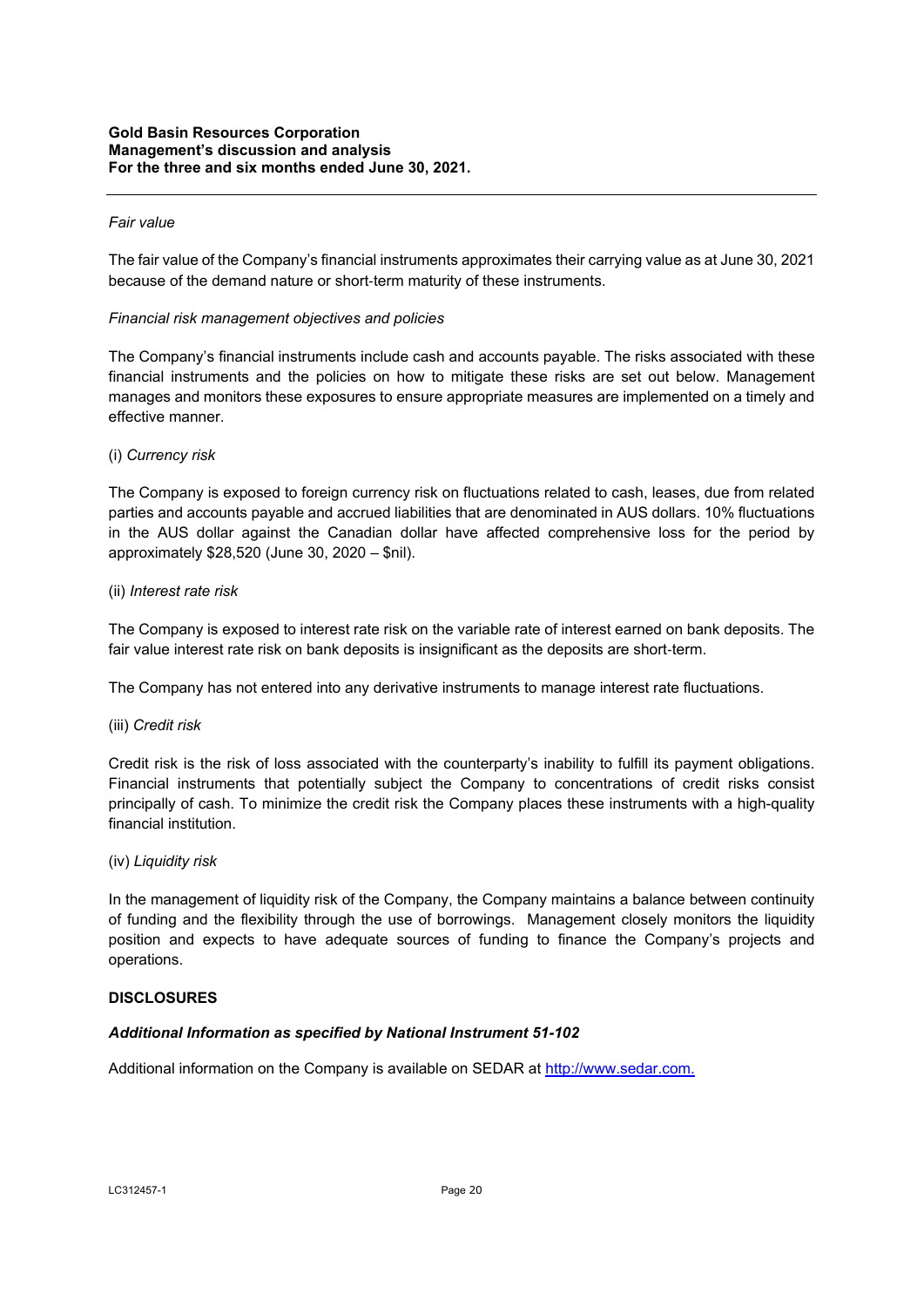*Fair value*

The fair value of the Company's financial instruments approximates their carrying value as at June 30, 2021 because of the demand nature or short-term maturity of these instruments.

*Financial risk management objectives and policies*

The Company's financial instruments include cash and accounts payable. The risks associated with these financial instruments and the policies on how to mitigate these risks are set out below. Management manages and monitors these exposures to ensure appropriate measures are implemented on a timely and effective manner.

(i) *Currency risk*

The Company is exposed to foreign currency risk on fluctuations related to cash, leases, due from related parties and accounts payable and accrued liabilities that are denominated in AUS dollars. 10% fluctuations in the AUS dollar against the Canadian dollar have affected comprehensive loss for the period by approximately $28,520 (June 30, 2020 – $nil).

(ii) *Interest rate risk*

The Company is exposed to interest rate risk on the variable rate of interest earned on bank deposits. The fair value interest rate risk on bank deposits is insignificant as the deposits are short-term.

The Company has not entered into any derivative instruments to manage interest rate fluctuations.

(iii) *Credit risk*

Credit risk is the risk of loss associated with the counterparty's inability to fulfill its payment obligations. Financial instruments that potentially subject the Company to concentrations of credit risks consist principally of cash. To minimize the credit risk the Company places these instruments with a high-quality financial institution.

(iv) *Liquidity risk*

In the management of liquidity risk of the Company, the Company maintains a balance between continuity of funding and the flexibility through the use of borrowings. Management closely monitors the liquidity position and expects to have adequate sources of funding to finance the Company's projects and operations.

## DISCLOSURES

### *Additional Information as specified by National Instrument 51-102*

Additional information on the Company is available on SEDAR at [http://www.sedar.com.](http://www.sedar.com)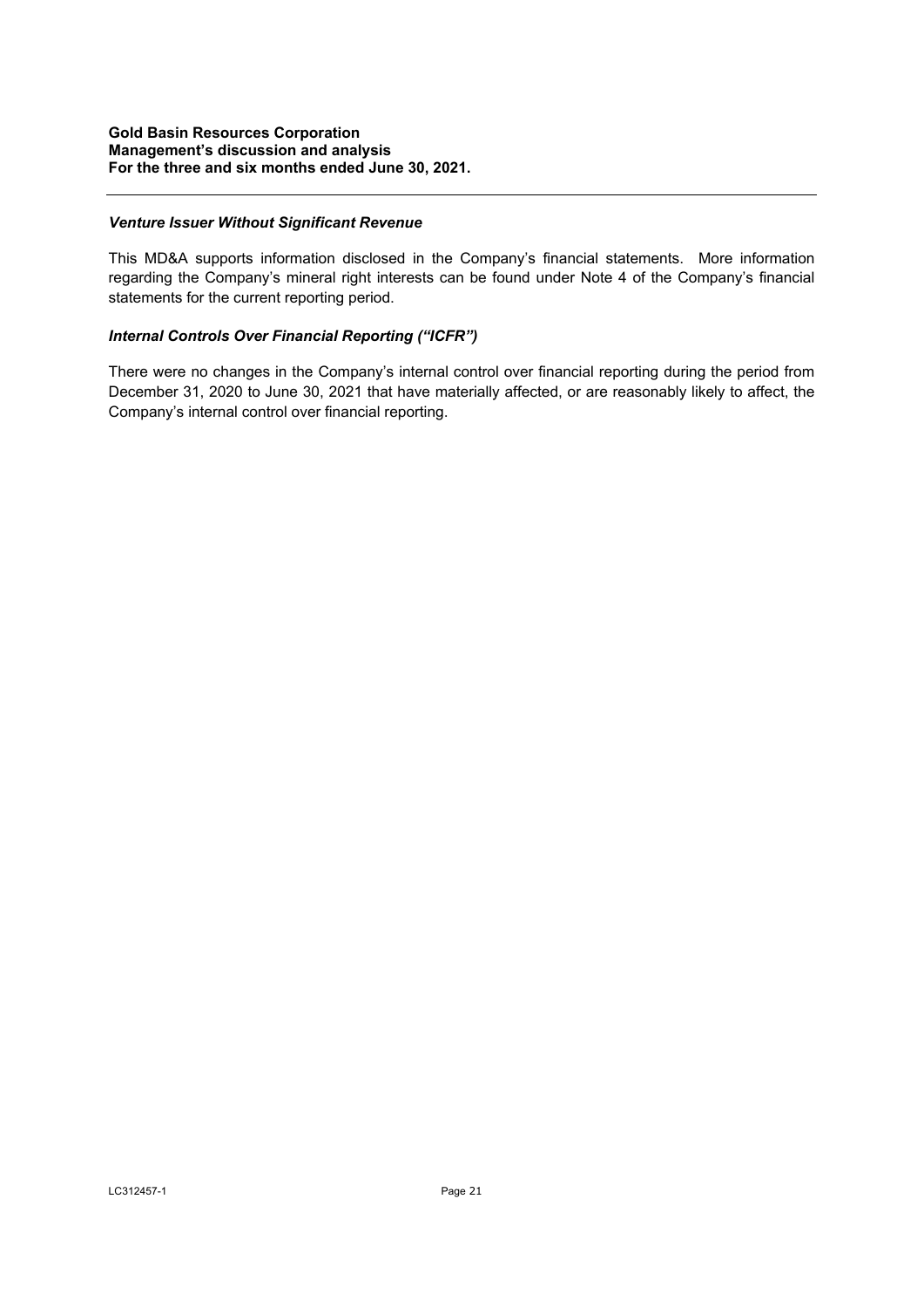### *Venture Issuer Without Significant Revenue*

This MD&A supports information disclosed in the Company's financial statements. More information regarding the Company's mineral right interests can be found under Note 4 of the Company's financial statements for the current reporting period.

### *Internal Controls Over Financial Reporting ("ICFR")*

There were no changes in the Company's internal control over financial reporting during the period from December 31, 2020 to June 30, 2021 that have materially affected, or are reasonably likely to affect, the Company's internal control over financial reporting.